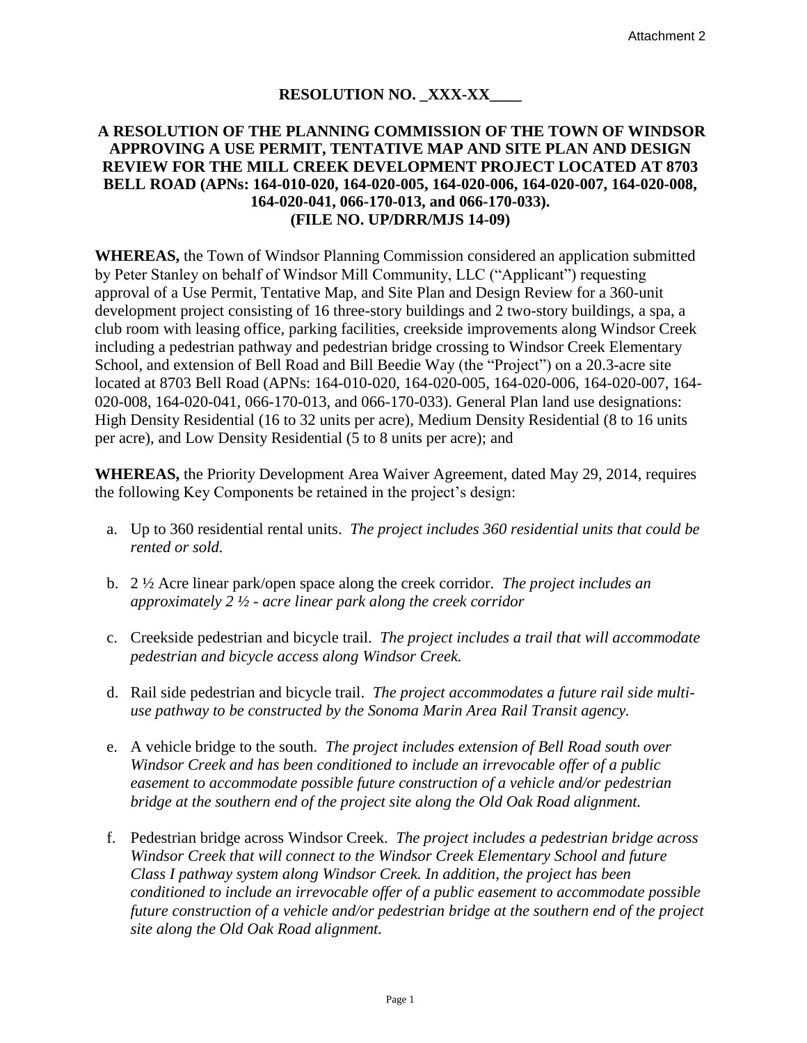Attachment 2

## RESOLUTION NO. _XXX-XX____

### A RESOLUTION OF THE PLANNING COMMISSION OF THE TOWN OF WINDSOR APPROVING A USE PERMIT, TENTATIVE MAP AND SITE PLAN AND DESIGN REVIEW FOR THE MILL CREEK DEVELOPMENT PROJECT LOCATED AT 8703 BELL ROAD (APNs: 164-010-020, 164-020-005, 164-020-006, 164-020-007, 164-020-008, 164-020-041, 066-170-013, and 066-170-033). (FILE NO. UP/DRR/MJS 14-09)

**WHEREAS,** the Town of Windsor Planning Commission considered an application submitted by Peter Stanley on behalf of Windsor Mill Community, LLC ("Applicant") requesting approval of a Use Permit, Tentative Map, and Site Plan and Design Review for a 360-unit development project consisting of 16 three-story buildings and 2 two-story buildings, a spa, a club room with leasing office, parking facilities, creekside improvements along Windsor Creek including a pedestrian pathway and pedestrian bridge crossing to Windsor Creek Elementary School, and extension of Bell Road and Bill Beedie Way (the "Project") on a 20.3-acre site located at 8703 Bell Road (APNs: 164-010-020, 164-020-005, 164-020-006, 164-020-007, 164-020-008, 164-020-041, 066-170-013, and 066-170-033). General Plan land use designations: High Density Residential (16 to 32 units per acre), Medium Density Residential (8 to 16 units per acre), and Low Density Residential (5 to 8 units per acre); and

**WHEREAS,** the Priority Development Area Waiver Agreement, dated May 29, 2014, requires the following Key Components be retained in the project's design:

a. Up to 360 residential rental units. *The project includes 360 residential units that could be rented or sold.*

b. 2 ½ Acre linear park/open space along the creek corridor. *The project includes an approximately 2 ½ - acre linear park along the creek corridor*

c. Creekside pedestrian and bicycle trail. *The project includes a trail that will accommodate pedestrian and bicycle access along Windsor Creek.*

d. Rail side pedestrian and bicycle trail. *The project accommodates a future rail side multi-use pathway to be constructed by the Sonoma Marin Area Rail Transit agency.*

e. A vehicle bridge to the south. *The project includes extension of Bell Road south over Windsor Creek and has been conditioned to include an irrevocable offer of a public easement to accommodate possible future construction of a vehicle and/or pedestrian bridge at the southern end of the project site along the Old Oak Road alignment.*

f. Pedestrian bridge across Windsor Creek. *The project includes a pedestrian bridge across Windsor Creek that will connect to the Windsor Creek Elementary School and future Class I pathway system along Windsor Creek. In addition, the project has been conditioned to include an irrevocable offer of a public easement to accommodate possible future construction of a vehicle and/or pedestrian bridge at the southern end of the project site along the Old Oak Road alignment.*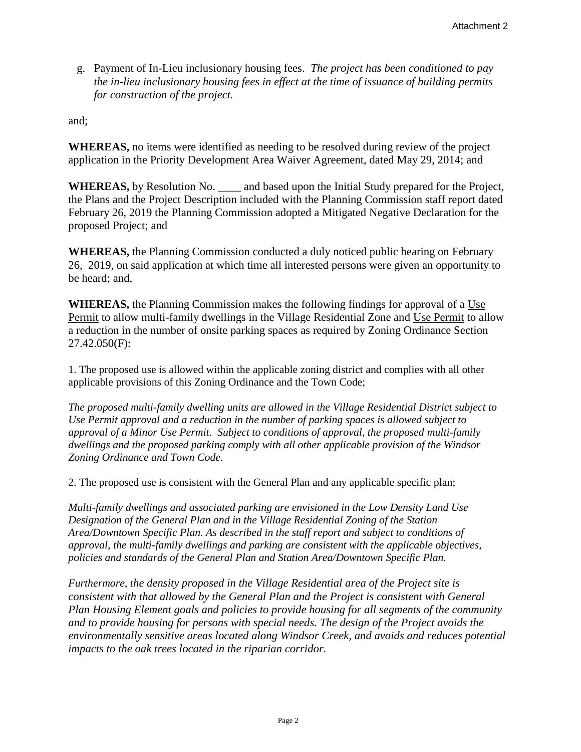g. Payment of In-Lieu inclusionary housing fees. *The project has been conditioned to pay the in-lieu inclusionary housing fees in effect at the time of issuance of building permits for construction of the project.*

and;

**WHEREAS,** no items were identified as needing to be resolved during review of the project application in the Priority Development Area Waiver Agreement, dated May 29, 2014; and

**WHEREAS,** by Resolution No. ____ and based upon the Initial Study prepared for the Project, the Plans and the Project Description included with the Planning Commission staff report dated February 26, 2019 the Planning Commission adopted a Mitigated Negative Declaration for the proposed Project; and

**WHEREAS,** the Planning Commission conducted a duly noticed public hearing on February 26, 2019, on said application at which time all interested persons were given an opportunity to be heard; and,

**WHEREAS,** the Planning Commission makes the following findings for approval of a Use Permit to allow multi-family dwellings in the Village Residential Zone and Use Permit to allow a reduction in the number of onsite parking spaces as required by Zoning Ordinance Section 27.42.050(F):

1. The proposed use is allowed within the applicable zoning district and complies with all other applicable provisions of this Zoning Ordinance and the Town Code;

*The proposed multi-family dwelling units are allowed in the Village Residential District subject to Use Permit approval and a reduction in the number of parking spaces is allowed subject to approval of a Minor Use Permit. Subject to conditions of approval, the proposed multi-family dwellings and the proposed parking comply with all other applicable provision of the Windsor Zoning Ordinance and Town Code.*

2. The proposed use is consistent with the General Plan and any applicable specific plan;

*Multi-family dwellings and associated parking are envisioned in the Low Density Land Use Designation of the General Plan and in the Village Residential Zoning of the Station Area/Downtown Specific Plan. As described in the staff report and subject to conditions of approval, the multi-family dwellings and parking are consistent with the applicable objectives, policies and standards of the General Plan and Station Area/Downtown Specific Plan.*

*Furthermore, the density proposed in the Village Residential area of the Project site is consistent with that allowed by the General Plan and the Project is consistent with General Plan Housing Element goals and policies to provide housing for all segments of the community and to provide housing for persons with special needs. The design of the Project avoids the environmentally sensitive areas located along Windsor Creek, and avoids and reduces potential impacts to the oak trees located in the riparian corridor.*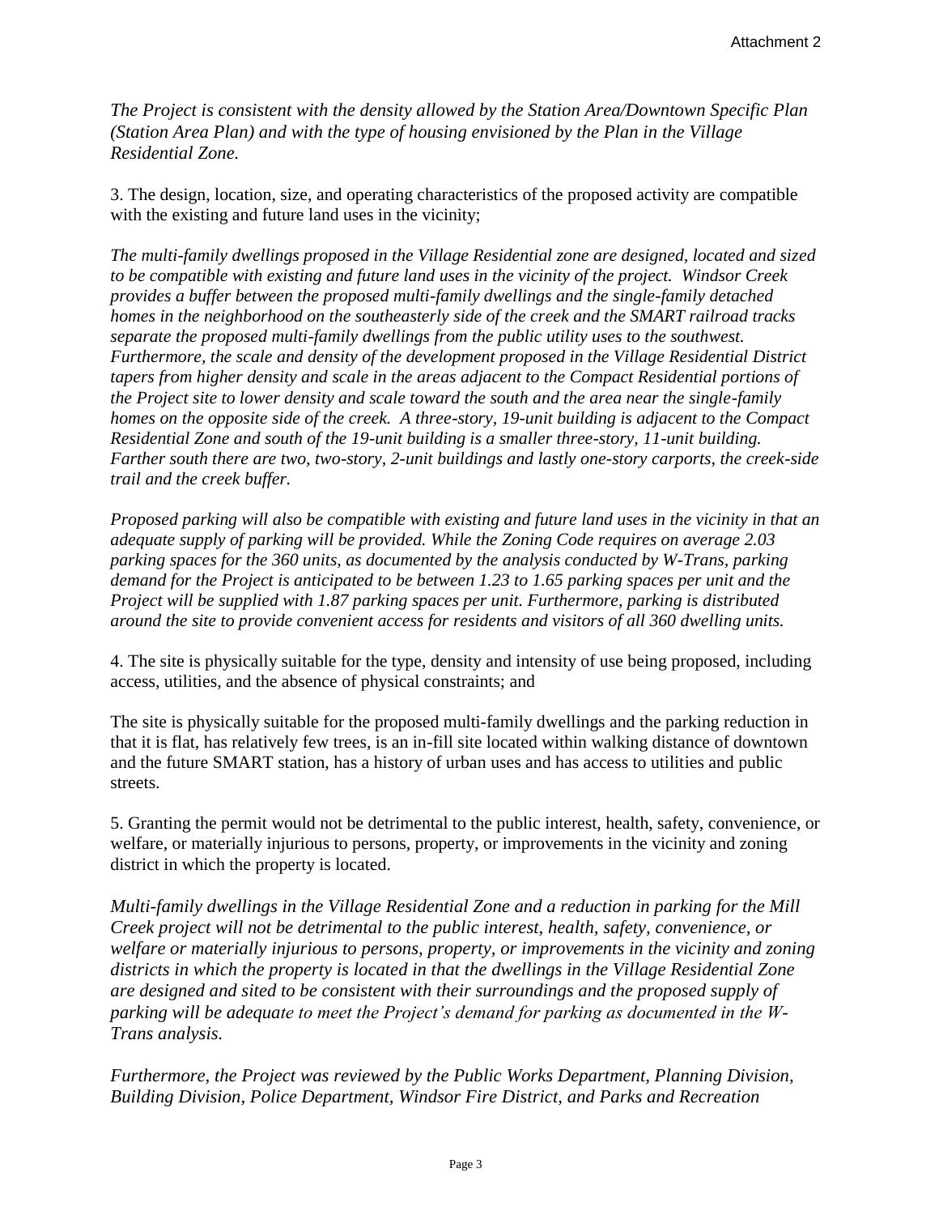*The Project is consistent with the density allowed by the Station Area/Downtown Specific Plan (Station Area Plan) and with the type of housing envisioned by the Plan in the Village Residential Zone.*

3. The design, location, size, and operating characteristics of the proposed activity are compatible with the existing and future land uses in the vicinity;

*The multi-family dwellings proposed in the Village Residential zone are designed, located and sized to be compatible with existing and future land uses in the vicinity of the project. Windsor Creek provides a buffer between the proposed multi-family dwellings and the single-family detached homes in the neighborhood on the southeasterly side of the creek and the SMART railroad tracks separate the proposed multi-family dwellings from the public utility uses to the southwest. Furthermore, the scale and density of the development proposed in the Village Residential District tapers from higher density and scale in the areas adjacent to the Compact Residential portions of the Project site to lower density and scale toward the south and the area near the single-family homes on the opposite side of the creek. A three-story, 19-unit building is adjacent to the Compact Residential Zone and south of the 19-unit building is a smaller three-story, 11-unit building. Farther south there are two, two-story, 2-unit buildings and lastly one-story carports, the creek-side trail and the creek buffer.*

*Proposed parking will also be compatible with existing and future land uses in the vicinity in that an adequate supply of parking will be provided. While the Zoning Code requires on average 2.03 parking spaces for the 360 units, as documented by the analysis conducted by W-Trans, parking demand for the Project is anticipated to be between 1.23 to 1.65 parking spaces per unit and the Project will be supplied with 1.87 parking spaces per unit. Furthermore, parking is distributed around the site to provide convenient access for residents and visitors of all 360 dwelling units.*

4. The site is physically suitable for the type, density and intensity of use being proposed, including access, utilities, and the absence of physical constraints; and

The site is physically suitable for the proposed multi-family dwellings and the parking reduction in that it is flat, has relatively few trees, is an in-fill site located within walking distance of downtown and the future SMART station, has a history of urban uses and has access to utilities and public streets.

5. Granting the permit would not be detrimental to the public interest, health, safety, convenience, or welfare, or materially injurious to persons, property, or improvements in the vicinity and zoning district in which the property is located.

*Multi-family dwellings in the Village Residential Zone and a reduction in parking for the Mill Creek project will not be detrimental to the public interest, health, safety, convenience, or welfare or materially injurious to persons, property, or improvements in the vicinity and zoning districts in which the property is located in that the dwellings in the Village Residential Zone are designed and sited to be consistent with their surroundings and the proposed supply of parking will be adequate to meet the Project's demand for parking as documented in the W-Trans analysis.*

*Furthermore, the Project was reviewed by the Public Works Department, Planning Division, Building Division, Police Department, Windsor Fire District, and Parks and Recreation*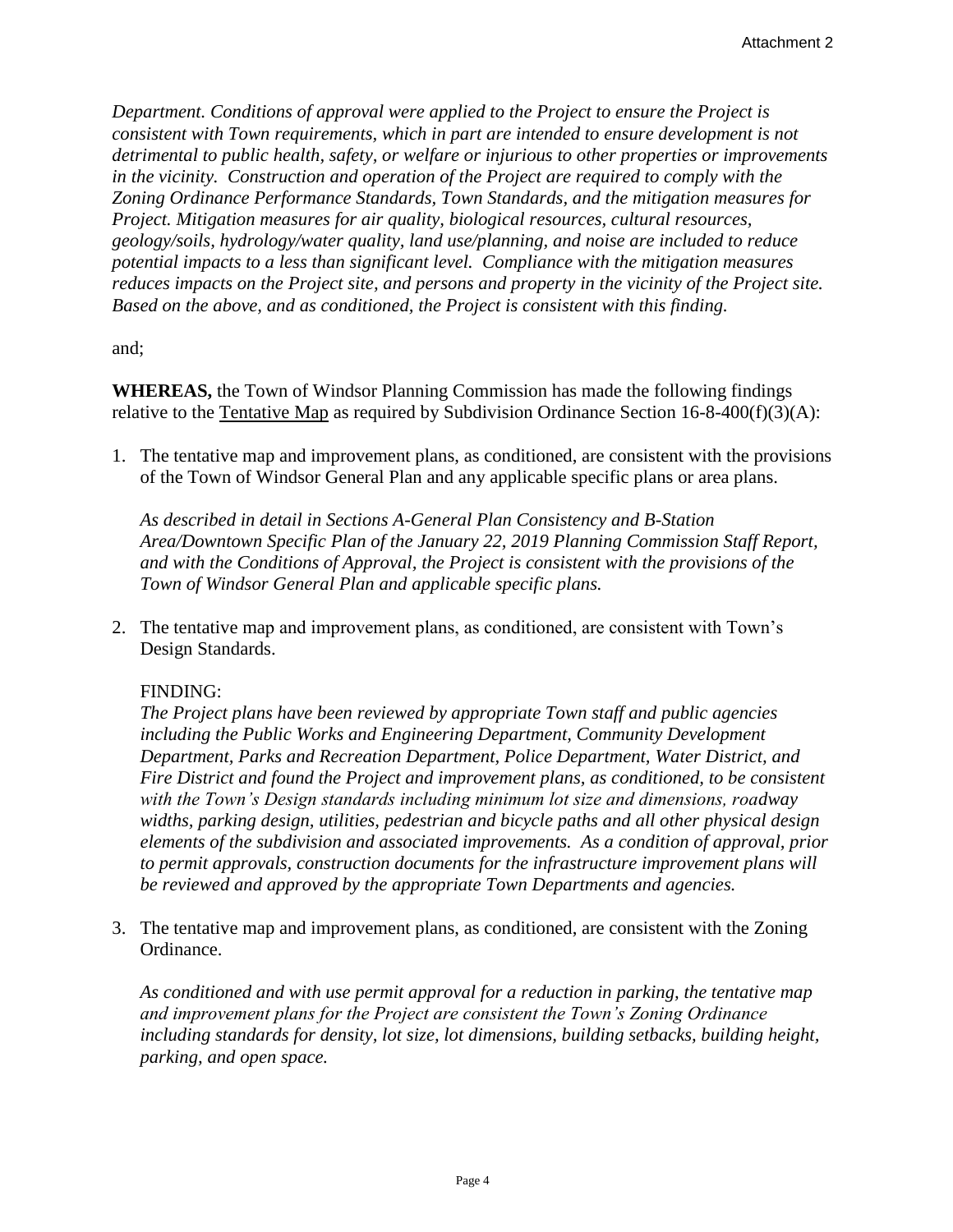*Department. Conditions of approval were applied to the Project to ensure the Project is consistent with Town requirements, which in part are intended to ensure development is not detrimental to public health, safety, or welfare or injurious to other properties or improvements in the vicinity. Construction and operation of the Project are required to comply with the Zoning Ordinance Performance Standards, Town Standards, and the mitigation measures for Project. Mitigation measures for air quality, biological resources, cultural resources, geology/soils, hydrology/water quality, land use/planning, and noise are included to reduce potential impacts to a less than significant level. Compliance with the mitigation measures reduces impacts on the Project site, and persons and property in the vicinity of the Project site. Based on the above, and as conditioned, the Project is consistent with this finding.*

and;

**WHEREAS,** the Town of Windsor Planning Commission has made the following findings relative to the <u>Tentative Map</u> as required by Subdivision Ordinance Section 16-8-400(f)(3)(A):

1. The tentative map and improvement plans, as conditioned, are consistent with the provisions of the Town of Windsor General Plan and any applicable specific plans or area plans.

   *As described in detail in Sections A-General Plan Consistency and B-Station Area/Downtown Specific Plan of the January 22, 2019 Planning Commission Staff Report, and with the Conditions of Approval, the Project is consistent with the provisions of the Town of Windsor General Plan and applicable specific plans.*

2. The tentative map and improvement plans, as conditioned, are consistent with Town's Design Standards.

   FINDING:
   *The Project plans have been reviewed by appropriate Town staff and public agencies including the Public Works and Engineering Department, Community Development Department, Parks and Recreation Department, Police Department, Water District, and Fire District and found the Project and improvement plans, as conditioned, to be consistent with the Town's Design standards including minimum lot size and dimensions, roadway widths, parking design, utilities, pedestrian and bicycle paths and all other physical design elements of the subdivision and associated improvements. As a condition of approval, prior to permit approvals, construction documents for the infrastructure improvement plans will be reviewed and approved by the appropriate Town Departments and agencies.*

3. The tentative map and improvement plans, as conditioned, are consistent with the Zoning Ordinance.

   *As conditioned and with use permit approval for a reduction in parking, the tentative map and improvement plans for the Project are consistent the Town's Zoning Ordinance including standards for density, lot size, lot dimensions, building setbacks, building height, parking, and open space.*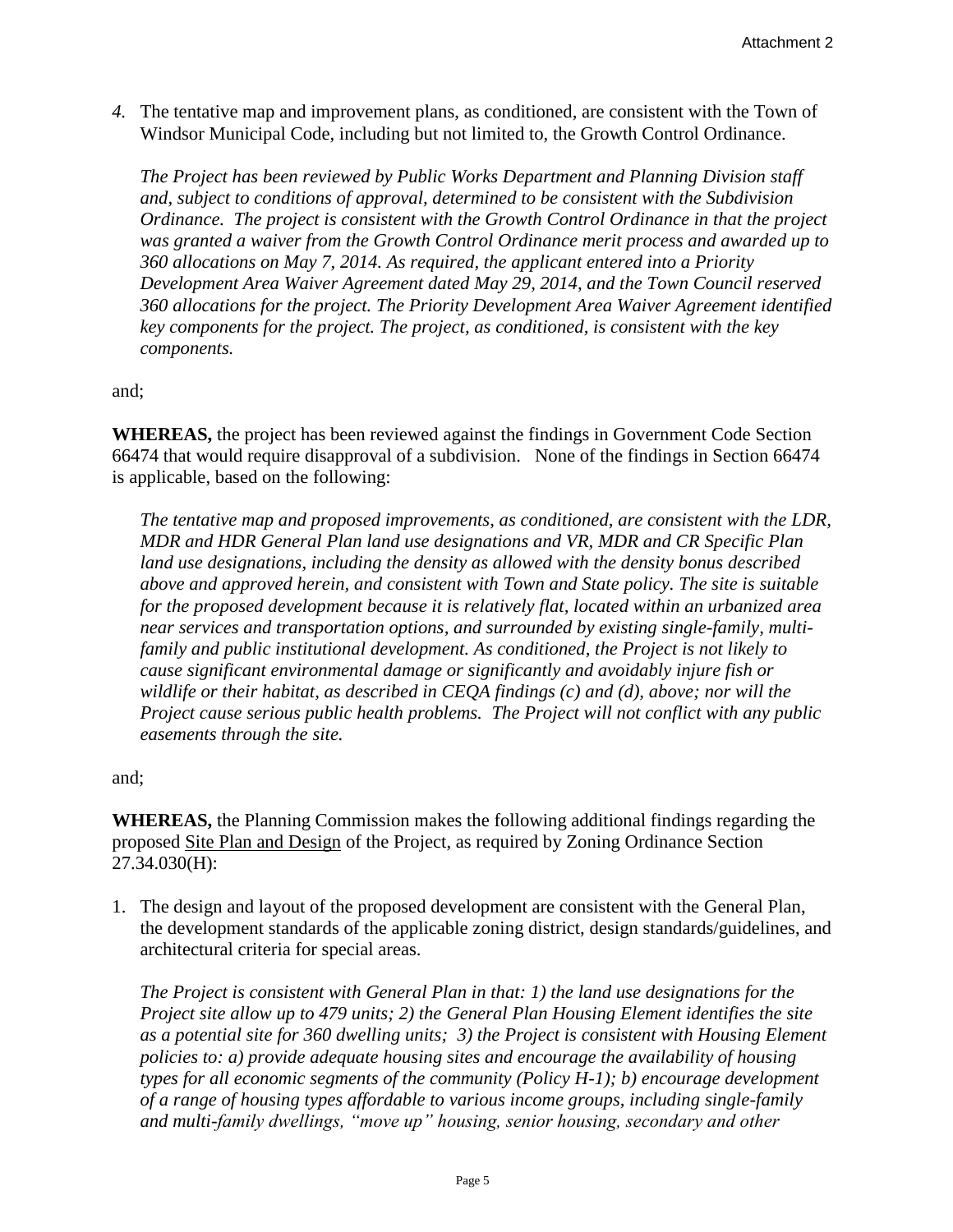*4.* The tentative map and improvement plans, as conditioned, are consistent with the Town of Windsor Municipal Code, including but not limited to, the Growth Control Ordinance.

*The Project has been reviewed by Public Works Department and Planning Division staff and, subject to conditions of approval, determined to be consistent with the Subdivision Ordinance. The project is consistent with the Growth Control Ordinance in that the project was granted a waiver from the Growth Control Ordinance merit process and awarded up to 360 allocations on May 7, 2014. As required, the applicant entered into a Priority Development Area Waiver Agreement dated May 29, 2014, and the Town Council reserved 360 allocations for the project. The Priority Development Area Waiver Agreement identified key components for the project. The project, as conditioned, is consistent with the key components.*

and;

**WHEREAS,** the project has been reviewed against the findings in Government Code Section 66474 that would require disapproval of a subdivision. None of the findings in Section 66474 is applicable, based on the following:

*The tentative map and proposed improvements, as conditioned, are consistent with the LDR, MDR and HDR General Plan land use designations and VR, MDR and CR Specific Plan land use designations, including the density as allowed with the density bonus described above and approved herein, and consistent with Town and State policy. The site is suitable for the proposed development because it is relatively flat, located within an urbanized area near services and transportation options, and surrounded by existing single-family, multi-family and public institutional development. As conditioned, the Project is not likely to cause significant environmental damage or significantly and avoidably injure fish or wildlife or their habitat, as described in CEQA findings (c) and (d), above; nor will the Project cause serious public health problems. The Project will not conflict with any public easements through the site.*

and;

**WHEREAS,** the Planning Commission makes the following additional findings regarding the proposed <u>Site Plan and Design</u> of the Project, as required by Zoning Ordinance Section 27.34.030(H):

1. The design and layout of the proposed development are consistent with the General Plan, the development standards of the applicable zoning district, design standards/guidelines, and architectural criteria for special areas.

   *The Project is consistent with General Plan in that: 1) the land use designations for the Project site allow up to 479 units; 2) the General Plan Housing Element identifies the site as a potential site for 360 dwelling units; 3) the Project is consistent with Housing Element policies to: a) provide adequate housing sites and encourage the availability of housing types for all economic segments of the community (Policy H-1); b) encourage development of a range of housing types affordable to various income groups, including single-family and multi-family dwellings, "move up" housing, senior housing, secondary and other*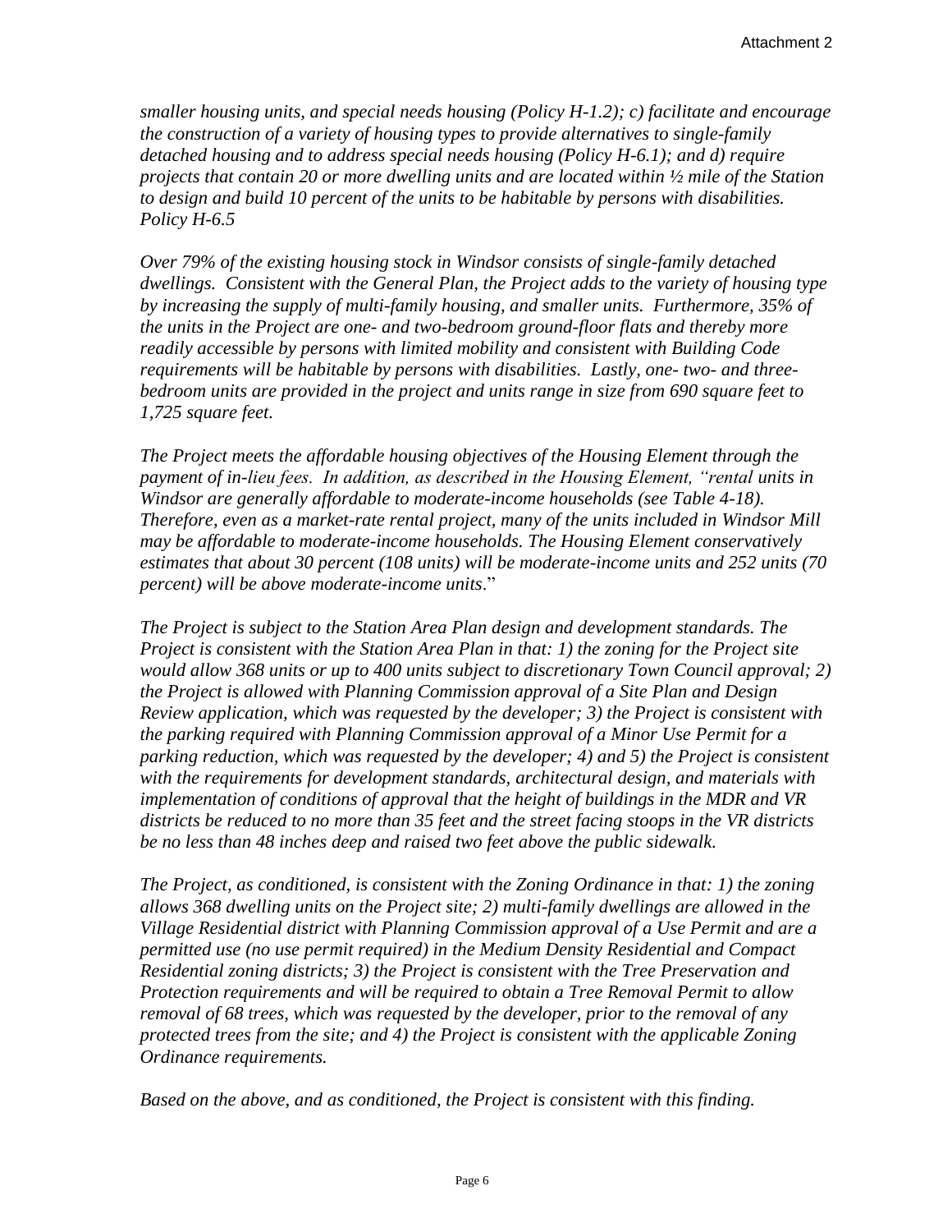*smaller housing units, and special needs housing (Policy H-1.2); c) facilitate and encourage the construction of a variety of housing types to provide alternatives to single-family detached housing and to address special needs housing (Policy H-6.1); and d) require projects that contain 20 or more dwelling units and are located within ½ mile of the Station to design and build 10 percent of the units to be habitable by persons with disabilities. Policy H-6.5*

*Over 79% of the existing housing stock in Windsor consists of single-family detached dwellings. Consistent with the General Plan, the Project adds to the variety of housing type by increasing the supply of multi-family housing, and smaller units. Furthermore, 35% of the units in the Project are one- and two-bedroom ground-floor flats and thereby more readily accessible by persons with limited mobility and consistent with Building Code requirements will be habitable by persons with disabilities. Lastly, one- two- and three-bedroom units are provided in the project and units range in size from 690 square feet to 1,725 square feet.*

*The Project meets the affordable housing objectives of the Housing Element through the payment of in-lieu fees. In addition, as described in the Housing Element, "rental units in Windsor are generally affordable to moderate-income households (see Table 4-18). Therefore, even as a market-rate rental project, many of the units included in Windsor Mill may be affordable to moderate-income households. The Housing Element conservatively estimates that about 30 percent (108 units) will be moderate-income units and 252 units (70 percent) will be above moderate-income units*."

*The Project is subject to the Station Area Plan design and development standards. The Project is consistent with the Station Area Plan in that: 1) the zoning for the Project site would allow 368 units or up to 400 units subject to discretionary Town Council approval; 2) the Project is allowed with Planning Commission approval of a Site Plan and Design Review application, which was requested by the developer; 3) the Project is consistent with the parking required with Planning Commission approval of a Minor Use Permit for a parking reduction, which was requested by the developer; 4) and 5) the Project is consistent with the requirements for development standards, architectural design, and materials with implementation of conditions of approval that the height of buildings in the MDR and VR districts be reduced to no more than 35 feet and the street facing stoops in the VR districts be no less than 48 inches deep and raised two feet above the public sidewalk.*

*The Project, as conditioned, is consistent with the Zoning Ordinance in that: 1) the zoning allows 368 dwelling units on the Project site; 2) multi-family dwellings are allowed in the Village Residential district with Planning Commission approval of a Use Permit and are a permitted use (no use permit required) in the Medium Density Residential and Compact Residential zoning districts; 3) the Project is consistent with the Tree Preservation and Protection requirements and will be required to obtain a Tree Removal Permit to allow removal of 68 trees, which was requested by the developer, prior to the removal of any protected trees from the site; and 4) the Project is consistent with the applicable Zoning Ordinance requirements.*

*Based on the above, and as conditioned, the Project is consistent with this finding.*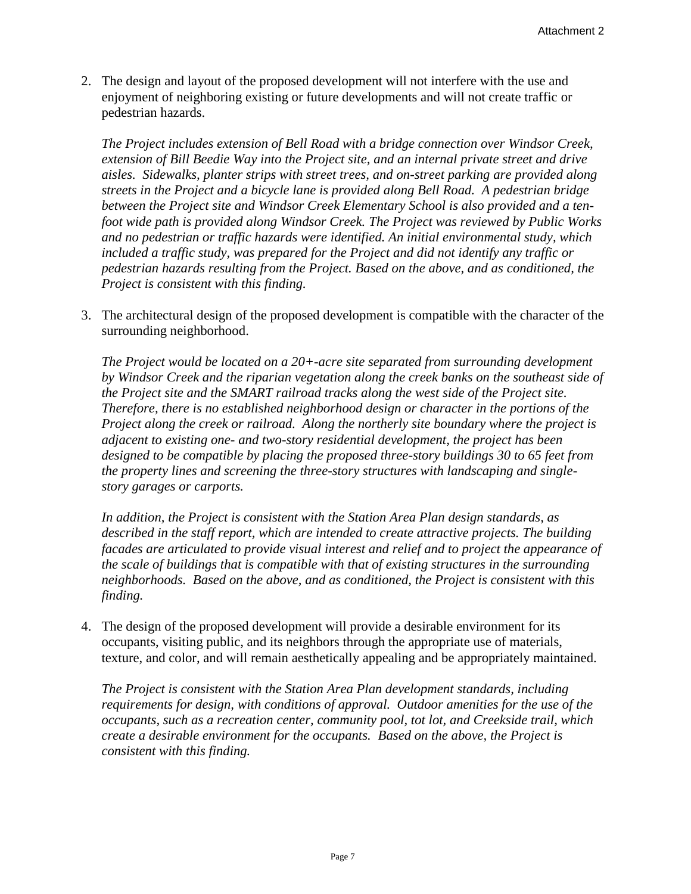2. The design and layout of the proposed development will not interfere with the use and enjoyment of neighboring existing or future developments and will not create traffic or pedestrian hazards.

   *The Project includes extension of Bell Road with a bridge connection over Windsor Creek, extension of Bill Beedie Way into the Project site, and an internal private street and drive aisles. Sidewalks, planter strips with street trees, and on-street parking are provided along streets in the Project and a bicycle lane is provided along Bell Road. A pedestrian bridge between the Project site and Windsor Creek Elementary School is also provided and a ten-foot wide path is provided along Windsor Creek. The Project was reviewed by Public Works and no pedestrian or traffic hazards were identified. An initial environmental study, which included a traffic study, was prepared for the Project and did not identify any traffic or pedestrian hazards resulting from the Project. Based on the above, and as conditioned, the Project is consistent with this finding.*

3. The architectural design of the proposed development is compatible with the character of the surrounding neighborhood.

   *The Project would be located on a 20+-acre site separated from surrounding development by Windsor Creek and the riparian vegetation along the creek banks on the southeast side of the Project site and the SMART railroad tracks along the west side of the Project site. Therefore, there is no established neighborhood design or character in the portions of the Project along the creek or railroad. Along the northerly site boundary where the project is adjacent to existing one- and two-story residential development, the project has been designed to be compatible by placing the proposed three-story buildings 30 to 65 feet from the property lines and screening the three-story structures with landscaping and single-story garages or carports.*

   *In addition, the Project is consistent with the Station Area Plan design standards, as described in the staff report, which are intended to create attractive projects. The building facades are articulated to provide visual interest and relief and to project the appearance of the scale of buildings that is compatible with that of existing structures in the surrounding neighborhoods. Based on the above, and as conditioned, the Project is consistent with this finding.*

4. The design of the proposed development will provide a desirable environment for its occupants, visiting public, and its neighbors through the appropriate use of materials, texture, and color, and will remain aesthetically appealing and be appropriately maintained.

   *The Project is consistent with the Station Area Plan development standards, including requirements for design, with conditions of approval. Outdoor amenities for the use of the occupants, such as a recreation center, community pool, tot lot, and Creekside trail, which create a desirable environment for the occupants. Based on the above, the Project is consistent with this finding.*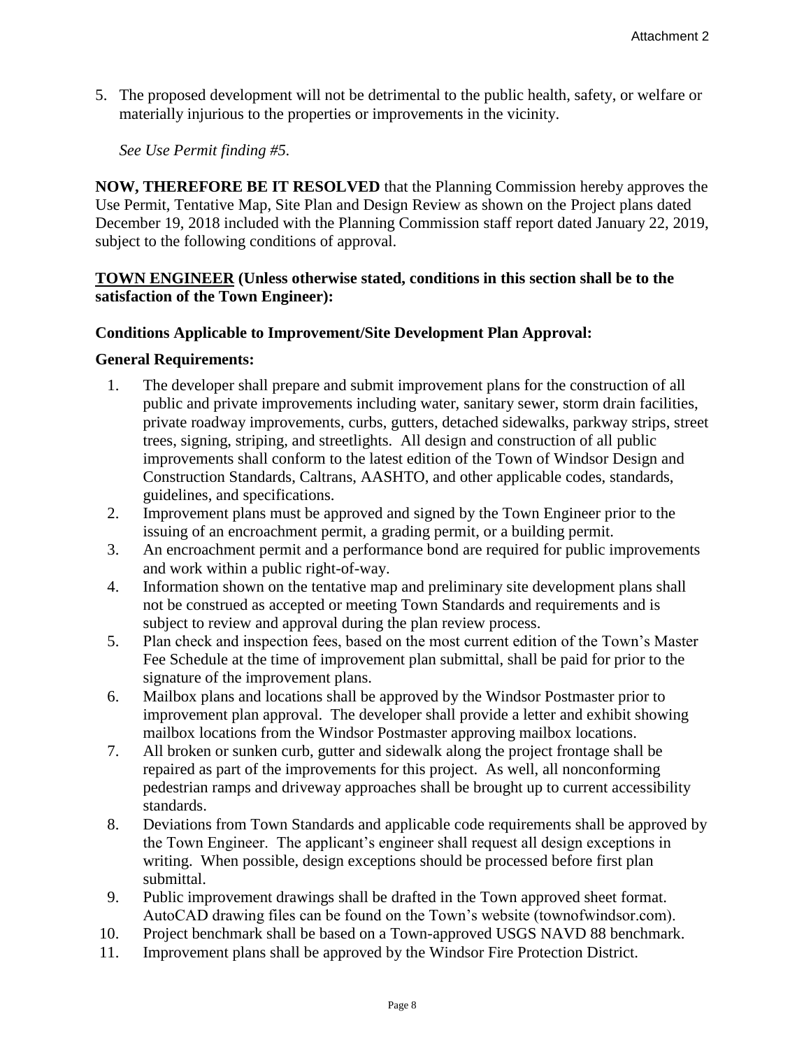5. The proposed development will not be detrimental to the public health, safety, or welfare or materially injurious to the properties or improvements in the vicinity.

   *See Use Permit finding #5.*

**NOW, THEREFORE BE IT RESOLVED** that the Planning Commission hereby approves the Use Permit, Tentative Map, Site Plan and Design Review as shown on the Project plans dated December 19, 2018 included with the Planning Commission staff report dated January 22, 2019, subject to the following conditions of approval.

**TOWN ENGINEER (Unless otherwise stated, conditions in this section shall be to the satisfaction of the Town Engineer):**

**Conditions Applicable to Improvement/Site Development Plan Approval:**

**General Requirements:**

1. The developer shall prepare and submit improvement plans for the construction of all public and private improvements including water, sanitary sewer, storm drain facilities, private roadway improvements, curbs, gutters, detached sidewalks, parkway strips, street trees, signing, striping, and streetlights. All design and construction of all public improvements shall conform to the latest edition of the Town of Windsor Design and Construction Standards, Caltrans, AASHTO, and other applicable codes, standards, guidelines, and specifications.
2. Improvement plans must be approved and signed by the Town Engineer prior to the issuing of an encroachment permit, a grading permit, or a building permit.
3. An encroachment permit and a performance bond are required for public improvements and work within a public right-of-way.
4. Information shown on the tentative map and preliminary site development plans shall not be construed as accepted or meeting Town Standards and requirements and is subject to review and approval during the plan review process.
5. Plan check and inspection fees, based on the most current edition of the Town's Master Fee Schedule at the time of improvement plan submittal, shall be paid for prior to the signature of the improvement plans.
6. Mailbox plans and locations shall be approved by the Windsor Postmaster prior to improvement plan approval. The developer shall provide a letter and exhibit showing mailbox locations from the Windsor Postmaster approving mailbox locations.
7. All broken or sunken curb, gutter and sidewalk along the project frontage shall be repaired as part of the improvements for this project. As well, all nonconforming pedestrian ramps and driveway approaches shall be brought up to current accessibility standards.
8. Deviations from Town Standards and applicable code requirements shall be approved by the Town Engineer. The applicant's engineer shall request all design exceptions in writing. When possible, design exceptions should be processed before first plan submittal.
9. Public improvement drawings shall be drafted in the Town approved sheet format. AutoCAD drawing files can be found on the Town's website (townofwindsor.com).
10. Project benchmark shall be based on a Town-approved USGS NAVD 88 benchmark.
11. Improvement plans shall be approved by the Windsor Fire Protection District.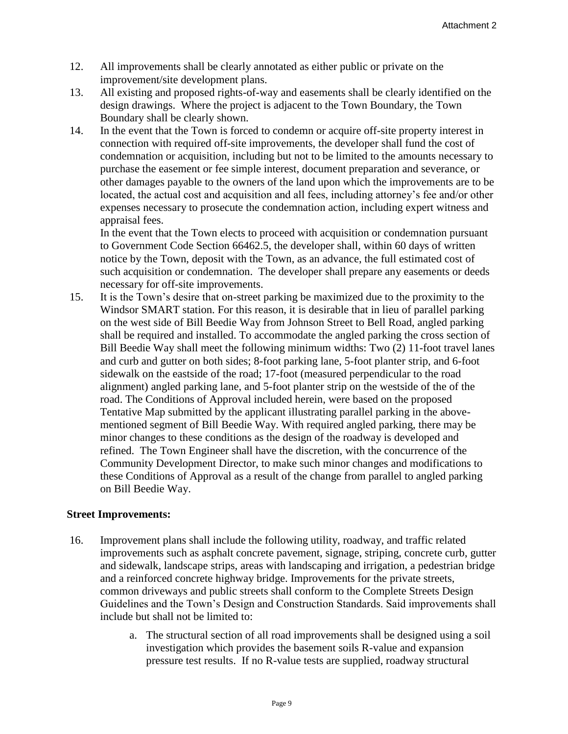12. All improvements shall be clearly annotated as either public or private on the improvement/site development plans.
13. All existing and proposed rights-of-way and easements shall be clearly identified on the design drawings. Where the project is adjacent to the Town Boundary, the Town Boundary shall be clearly shown.
14. In the event that the Town is forced to condemn or acquire off-site property interest in connection with required off-site improvements, the developer shall fund the cost of condemnation or acquisition, including but not to be limited to the amounts necessary to purchase the easement or fee simple interest, document preparation and severance, or other damages payable to the owners of the land upon which the improvements are to be located, the actual cost and acquisition and all fees, including attorney's fee and/or other expenses necessary to prosecute the condemnation action, including expert witness and appraisal fees.

    In the event that the Town elects to proceed with acquisition or condemnation pursuant to Government Code Section 66462.5, the developer shall, within 60 days of written notice by the Town, deposit with the Town, as an advance, the full estimated cost of such acquisition or condemnation. The developer shall prepare any easements or deeds necessary for off-site improvements.
15. It is the Town's desire that on-street parking be maximized due to the proximity to the Windsor SMART station. For this reason, it is desirable that in lieu of parallel parking on the west side of Bill Beedie Way from Johnson Street to Bell Road, angled parking shall be required and installed. To accommodate the angled parking the cross section of Bill Beedie Way shall meet the following minimum widths: Two (2) 11-foot travel lanes and curb and gutter on both sides; 8-foot parking lane, 5-foot planter strip, and 6-foot sidewalk on the eastside of the road; 17-foot (measured perpendicular to the road alignment) angled parking lane, and 5-foot planter strip on the westside of the of the road. The Conditions of Approval included herein, were based on the proposed Tentative Map submitted by the applicant illustrating parallel parking in the above-mentioned segment of Bill Beedie Way. With required angled parking, there may be minor changes to these conditions as the design of the roadway is developed and refined. The Town Engineer shall have the discretion, with the concurrence of the Community Development Director, to make such minor changes and modifications to these Conditions of Approval as a result of the change from parallel to angled parking on Bill Beedie Way.

**Street Improvements:**

16. Improvement plans shall include the following utility, roadway, and traffic related improvements such as asphalt concrete pavement, signage, striping, concrete curb, gutter and sidewalk, landscape strips, areas with landscaping and irrigation, a pedestrian bridge and a reinforced concrete highway bridge. Improvements for the private streets, common driveways and public streets shall conform to the Complete Streets Design Guidelines and the Town's Design and Construction Standards. Said improvements shall include but shall not be limited to:

    a. The structural section of all road improvements shall be designed using a soil investigation which provides the basement soils R-value and expansion pressure test results. If no R-value tests are supplied, roadway structural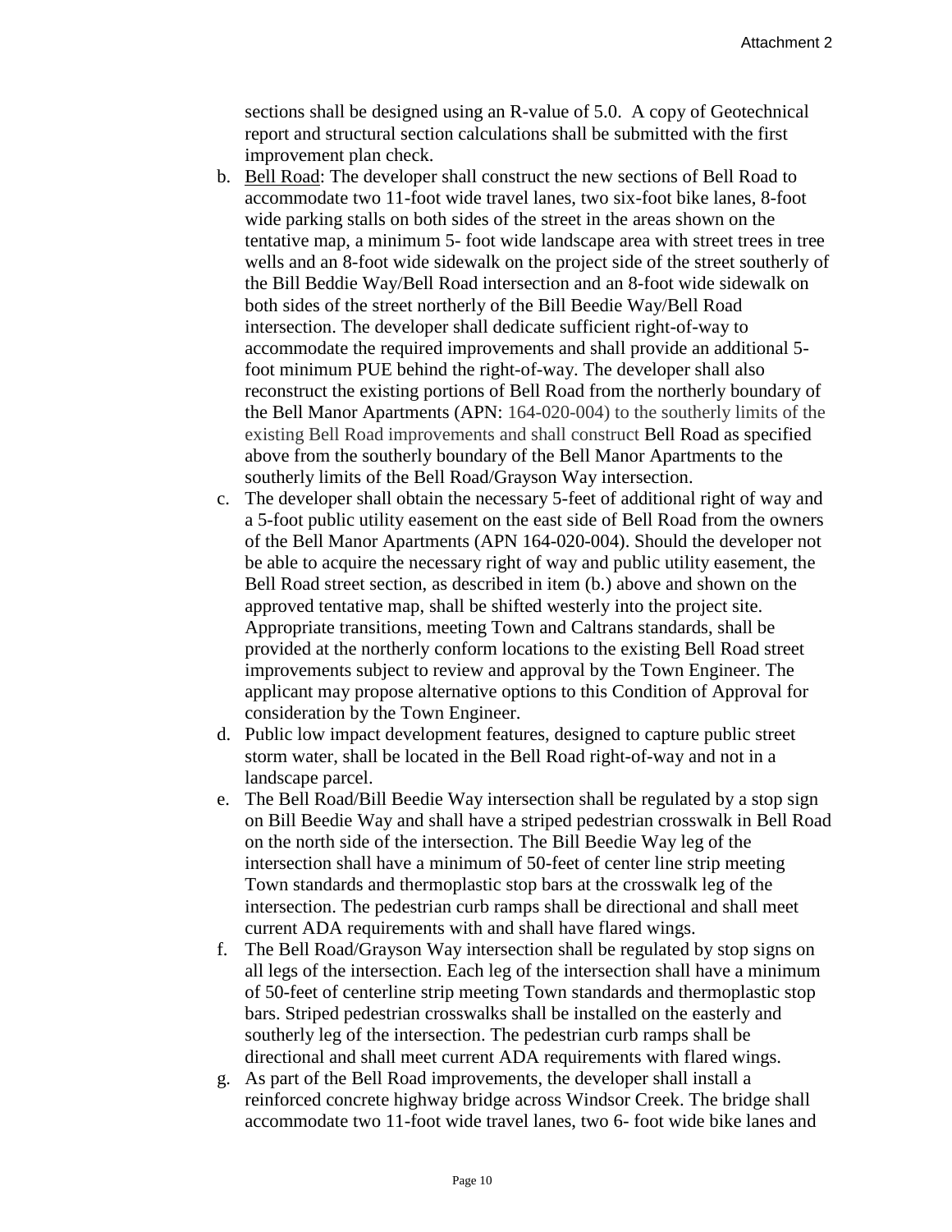sections shall be designed using an R-value of 5.0. A copy of Geotechnical report and structural section calculations shall be submitted with the first improvement plan check.

b. Bell Road: The developer shall construct the new sections of Bell Road to accommodate two 11-foot wide travel lanes, two six-foot bike lanes, 8-foot wide parking stalls on both sides of the street in the areas shown on the tentative map, a minimum 5- foot wide landscape area with street trees in tree wells and an 8-foot wide sidewalk on the project side of the street southerly of the Bill Beddie Way/Bell Road intersection and an 8-foot wide sidewalk on both sides of the street northerly of the Bill Beedie Way/Bell Road intersection. The developer shall dedicate sufficient right-of-way to accommodate the required improvements and shall provide an additional 5-foot minimum PUE behind the right-of-way. The developer shall also reconstruct the existing portions of Bell Road from the northerly boundary of the Bell Manor Apartments (APN: 164-020-004) to the southerly limits of the existing Bell Road improvements and shall construct Bell Road as specified above from the southerly boundary of the Bell Manor Apartments to the southerly limits of the Bell Road/Grayson Way intersection.

c. The developer shall obtain the necessary 5-feet of additional right of way and a 5-foot public utility easement on the east side of Bell Road from the owners of the Bell Manor Apartments (APN 164-020-004). Should the developer not be able to acquire the necessary right of way and public utility easement, the Bell Road street section, as described in item (b.) above and shown on the approved tentative map, shall be shifted westerly into the project site. Appropriate transitions, meeting Town and Caltrans standards, shall be provided at the northerly conform locations to the existing Bell Road street improvements subject to review and approval by the Town Engineer. The applicant may propose alternative options to this Condition of Approval for consideration by the Town Engineer.

d. Public low impact development features, designed to capture public street storm water, shall be located in the Bell Road right-of-way and not in a landscape parcel.

e. The Bell Road/Bill Beedie Way intersection shall be regulated by a stop sign on Bill Beedie Way and shall have a striped pedestrian crosswalk in Bell Road on the north side of the intersection. The Bill Beedie Way leg of the intersection shall have a minimum of 50-feet of center line strip meeting Town standards and thermoplastic stop bars at the crosswalk leg of the intersection. The pedestrian curb ramps shall be directional and shall meet current ADA requirements with and shall have flared wings.

f. The Bell Road/Grayson Way intersection shall be regulated by stop signs on all legs of the intersection. Each leg of the intersection shall have a minimum of 50-feet of centerline strip meeting Town standards and thermoplastic stop bars. Striped pedestrian crosswalks shall be installed on the easterly and southerly leg of the intersection. The pedestrian curb ramps shall be directional and shall meet current ADA requirements with flared wings.

g. As part of the Bell Road improvements, the developer shall install a reinforced concrete highway bridge across Windsor Creek. The bridge shall accommodate two 11-foot wide travel lanes, two 6- foot wide bike lanes and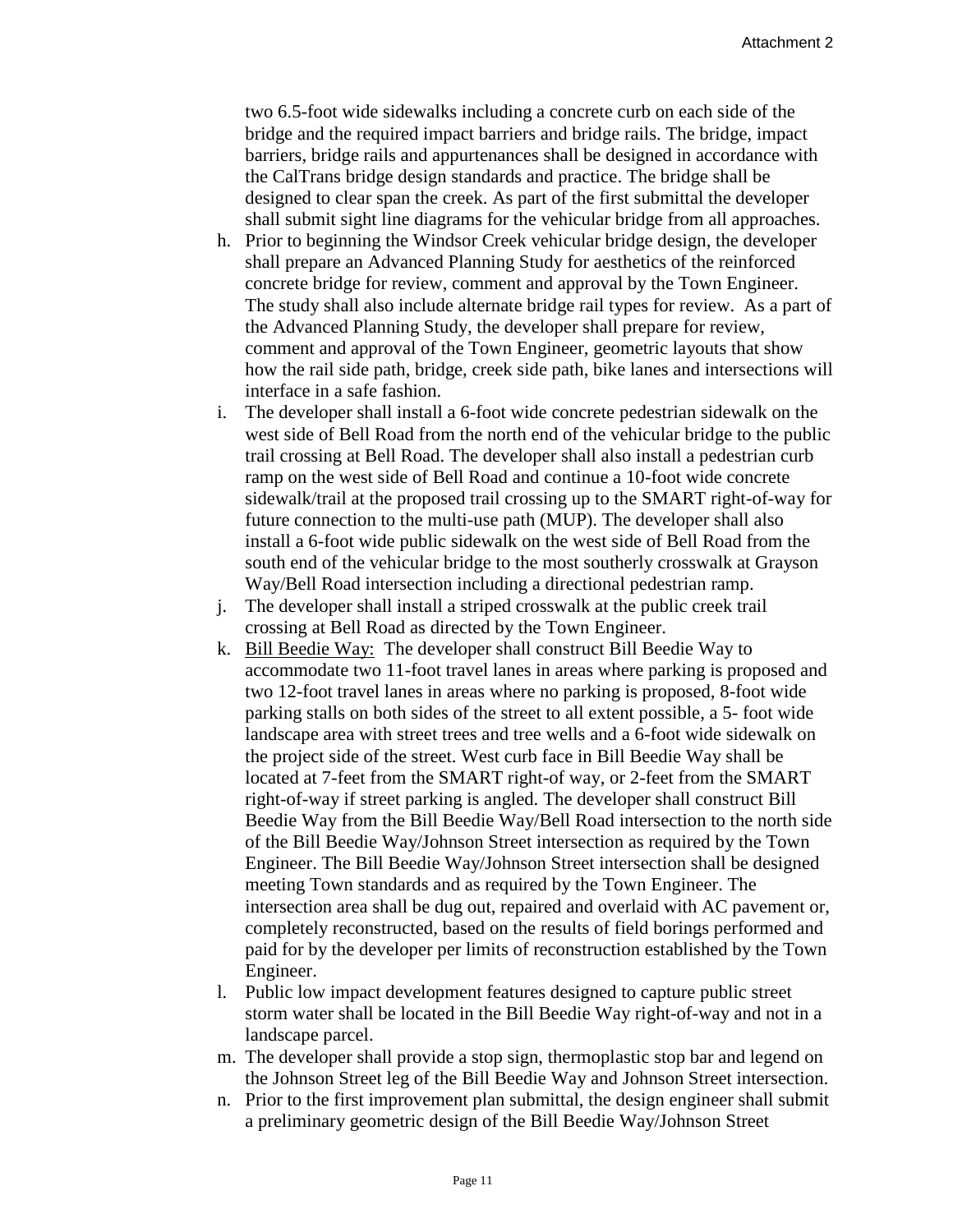two 6.5-foot wide sidewalks including a concrete curb on each side of the bridge and the required impact barriers and bridge rails. The bridge, impact barriers, bridge rails and appurtenances shall be designed in accordance with the CalTrans bridge design standards and practice. The bridge shall be designed to clear span the creek. As part of the first submittal the developer shall submit sight line diagrams for the vehicular bridge from all approaches.

h. Prior to beginning the Windsor Creek vehicular bridge design, the developer shall prepare an Advanced Planning Study for aesthetics of the reinforced concrete bridge for review, comment and approval by the Town Engineer. The study shall also include alternate bridge rail types for review. As a part of the Advanced Planning Study, the developer shall prepare for review, comment and approval of the Town Engineer, geometric layouts that show how the rail side path, bridge, creek side path, bike lanes and intersections will interface in a safe fashion.
i. The developer shall install a 6-foot wide concrete pedestrian sidewalk on the west side of Bell Road from the north end of the vehicular bridge to the public trail crossing at Bell Road. The developer shall also install a pedestrian curb ramp on the west side of Bell Road and continue a 10-foot wide concrete sidewalk/trail at the proposed trail crossing up to the SMART right-of-way for future connection to the multi-use path (MUP). The developer shall also install a 6-foot wide public sidewalk on the west side of Bell Road from the south end of the vehicular bridge to the most southerly crosswalk at Grayson Way/Bell Road intersection including a directional pedestrian ramp.
j. The developer shall install a striped crosswalk at the public creek trail crossing at Bell Road as directed by the Town Engineer.
k. <u>Bill Beedie Way:</u> The developer shall construct Bill Beedie Way to accommodate two 11-foot travel lanes in areas where parking is proposed and two 12-foot travel lanes in areas where no parking is proposed, 8-foot wide parking stalls on both sides of the street to all extent possible, a 5- foot wide landscape area with street trees and tree wells and a 6-foot wide sidewalk on the project side of the street. West curb face in Bill Beedie Way shall be located at 7-feet from the SMART right-of way, or 2-feet from the SMART right-of-way if street parking is angled. The developer shall construct Bill Beedie Way from the Bill Beedie Way/Bell Road intersection to the north side of the Bill Beedie Way/Johnson Street intersection as required by the Town Engineer. The Bill Beedie Way/Johnson Street intersection shall be designed meeting Town standards and as required by the Town Engineer. The intersection area shall be dug out, repaired and overlaid with AC pavement or, completely reconstructed, based on the results of field borings performed and paid for by the developer per limits of reconstruction established by the Town Engineer.
l. Public low impact development features designed to capture public street storm water shall be located in the Bill Beedie Way right-of-way and not in a landscape parcel.
m. The developer shall provide a stop sign, thermoplastic stop bar and legend on the Johnson Street leg of the Bill Beedie Way and Johnson Street intersection.
n. Prior to the first improvement plan submittal, the design engineer shall submit a preliminary geometric design of the Bill Beedie Way/Johnson Street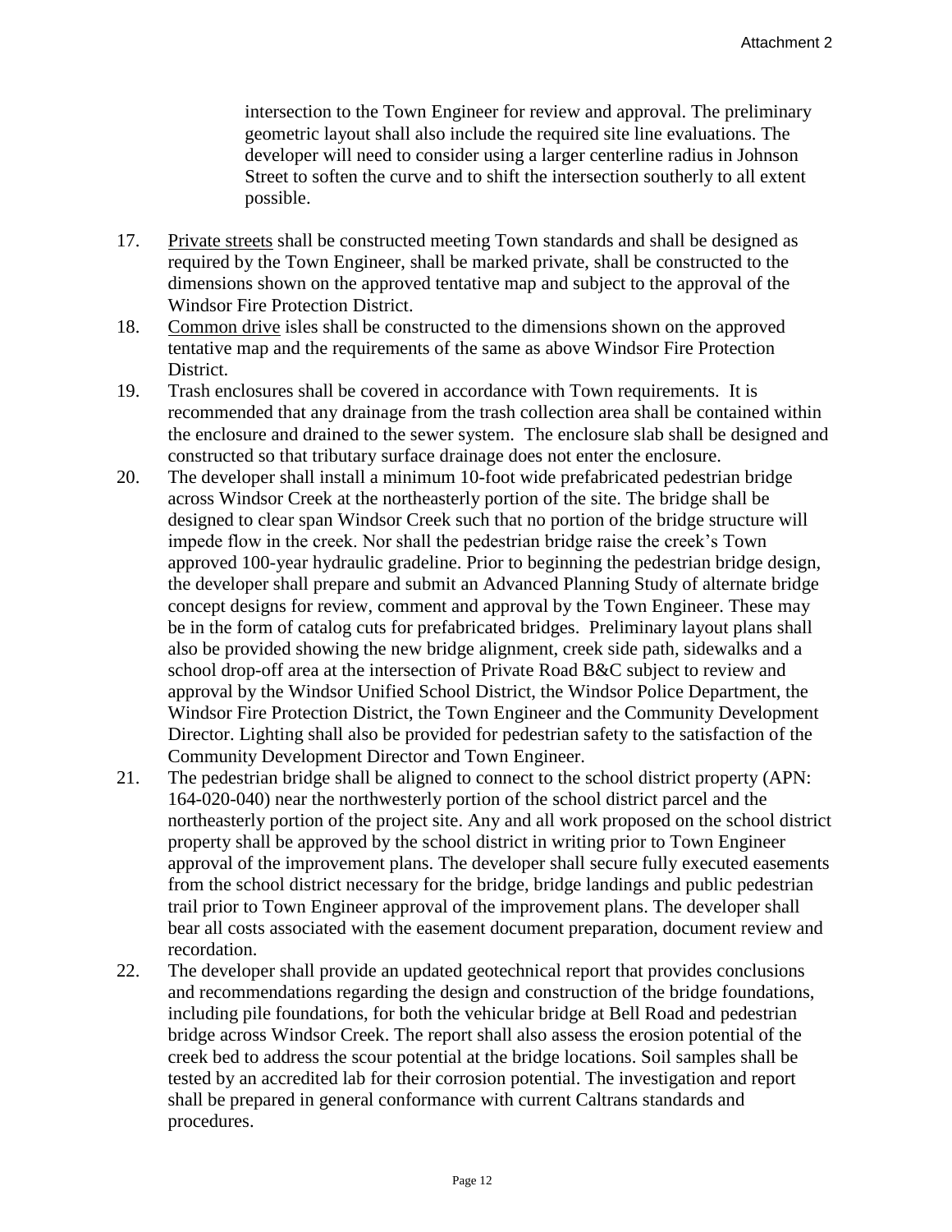intersection to the Town Engineer for review and approval. The preliminary geometric layout shall also include the required site line evaluations. The developer will need to consider using a larger centerline radius in Johnson Street to soften the curve and to shift the intersection southerly to all extent possible.

17. Private streets shall be constructed meeting Town standards and shall be designed as required by the Town Engineer, shall be marked private, shall be constructed to the dimensions shown on the approved tentative map and subject to the approval of the Windsor Fire Protection District.
18. Common drive isles shall be constructed to the dimensions shown on the approved tentative map and the requirements of the same as above Windsor Fire Protection District.
19. Trash enclosures shall be covered in accordance with Town requirements. It is recommended that any drainage from the trash collection area shall be contained within the enclosure and drained to the sewer system. The enclosure slab shall be designed and constructed so that tributary surface drainage does not enter the enclosure.
20. The developer shall install a minimum 10-foot wide prefabricated pedestrian bridge across Windsor Creek at the northeasterly portion of the site. The bridge shall be designed to clear span Windsor Creek such that no portion of the bridge structure will impede flow in the creek. Nor shall the pedestrian bridge raise the creek's Town approved 100-year hydraulic gradeline. Prior to beginning the pedestrian bridge design, the developer shall prepare and submit an Advanced Planning Study of alternate bridge concept designs for review, comment and approval by the Town Engineer. These may be in the form of catalog cuts for prefabricated bridges. Preliminary layout plans shall also be provided showing the new bridge alignment, creek side path, sidewalks and a school drop-off area at the intersection of Private Road B&C subject to review and approval by the Windsor Unified School District, the Windsor Police Department, the Windsor Fire Protection District, the Town Engineer and the Community Development Director. Lighting shall also be provided for pedestrian safety to the satisfaction of the Community Development Director and Town Engineer.
21. The pedestrian bridge shall be aligned to connect to the school district property (APN: 164-020-040) near the northwesterly portion of the school district parcel and the northeasterly portion of the project site. Any and all work proposed on the school district property shall be approved by the school district in writing prior to Town Engineer approval of the improvement plans. The developer shall secure fully executed easements from the school district necessary for the bridge, bridge landings and public pedestrian trail prior to Town Engineer approval of the improvement plans. The developer shall bear all costs associated with the easement document preparation, document review and recordation.
22. The developer shall provide an updated geotechnical report that provides conclusions and recommendations regarding the design and construction of the bridge foundations, including pile foundations, for both the vehicular bridge at Bell Road and pedestrian bridge across Windsor Creek. The report shall also assess the erosion potential of the creek bed to address the scour potential at the bridge locations. Soil samples shall be tested by an accredited lab for their corrosion potential. The investigation and report shall be prepared in general conformance with current Caltrans standards and procedures.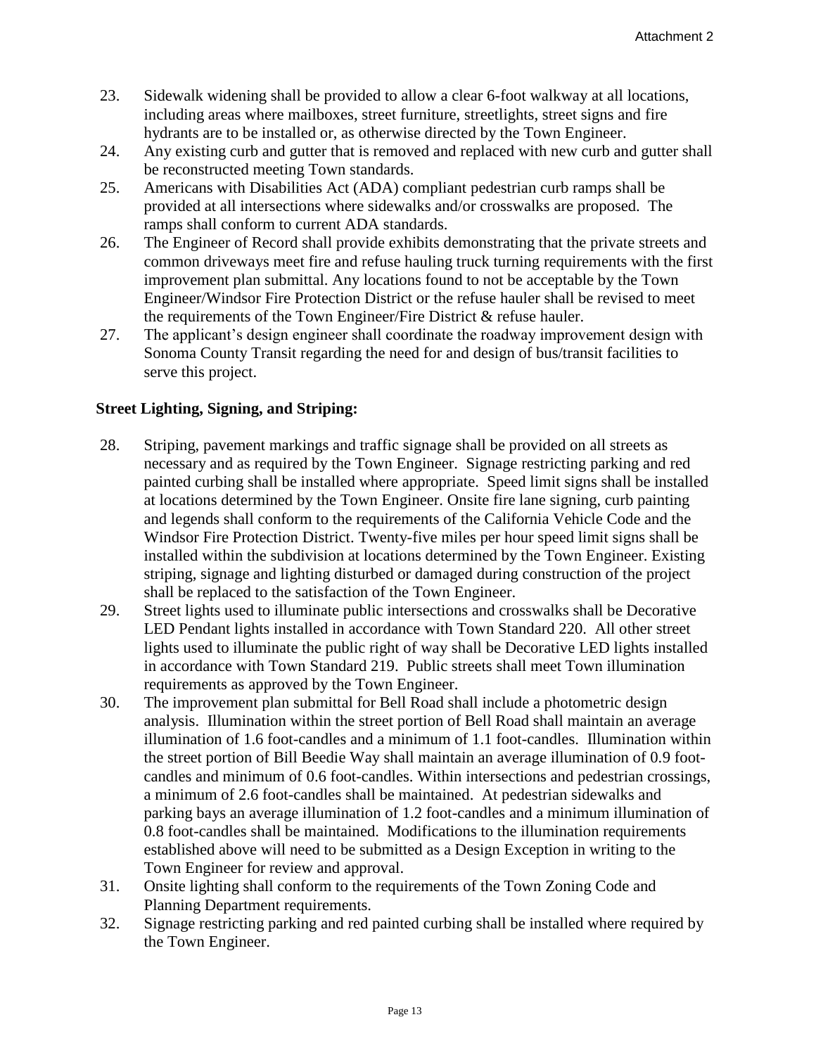23. Sidewalk widening shall be provided to allow a clear 6-foot walkway at all locations, including areas where mailboxes, street furniture, streetlights, street signs and fire hydrants are to be installed or, as otherwise directed by the Town Engineer.
24. Any existing curb and gutter that is removed and replaced with new curb and gutter shall be reconstructed meeting Town standards.
25. Americans with Disabilities Act (ADA) compliant pedestrian curb ramps shall be provided at all intersections where sidewalks and/or crosswalks are proposed. The ramps shall conform to current ADA standards.
26. The Engineer of Record shall provide exhibits demonstrating that the private streets and common driveways meet fire and refuse hauling truck turning requirements with the first improvement plan submittal. Any locations found to not be acceptable by the Town Engineer/Windsor Fire Protection District or the refuse hauler shall be revised to meet the requirements of the Town Engineer/Fire District & refuse hauler.
27. The applicant's design engineer shall coordinate the roadway improvement design with Sonoma County Transit regarding the need for and design of bus/transit facilities to serve this project.

**Street Lighting, Signing, and Striping:**

28. Striping, pavement markings and traffic signage shall be provided on all streets as necessary and as required by the Town Engineer. Signage restricting parking and red painted curbing shall be installed where appropriate. Speed limit signs shall be installed at locations determined by the Town Engineer. Onsite fire lane signing, curb painting and legends shall conform to the requirements of the California Vehicle Code and the Windsor Fire Protection District. Twenty-five miles per hour speed limit signs shall be installed within the subdivision at locations determined by the Town Engineer. Existing striping, signage and lighting disturbed or damaged during construction of the project shall be replaced to the satisfaction of the Town Engineer.
29. Street lights used to illuminate public intersections and crosswalks shall be Decorative LED Pendant lights installed in accordance with Town Standard 220. All other street lights used to illuminate the public right of way shall be Decorative LED lights installed in accordance with Town Standard 219. Public streets shall meet Town illumination requirements as approved by the Town Engineer.
30. The improvement plan submittal for Bell Road shall include a photometric design analysis. Illumination within the street portion of Bell Road shall maintain an average illumination of 1.6 foot-candles and a minimum of 1.1 foot-candles. Illumination within the street portion of Bill Beedie Way shall maintain an average illumination of 0.9 foot-candles and minimum of 0.6 foot-candles. Within intersections and pedestrian crossings, a minimum of 2.6 foot-candles shall be maintained. At pedestrian sidewalks and parking bays an average illumination of 1.2 foot-candles and a minimum illumination of 0.8 foot-candles shall be maintained. Modifications to the illumination requirements established above will need to be submitted as a Design Exception in writing to the Town Engineer for review and approval.
31. Onsite lighting shall conform to the requirements of the Town Zoning Code and Planning Department requirements.
32. Signage restricting parking and red painted curbing shall be installed where required by the Town Engineer.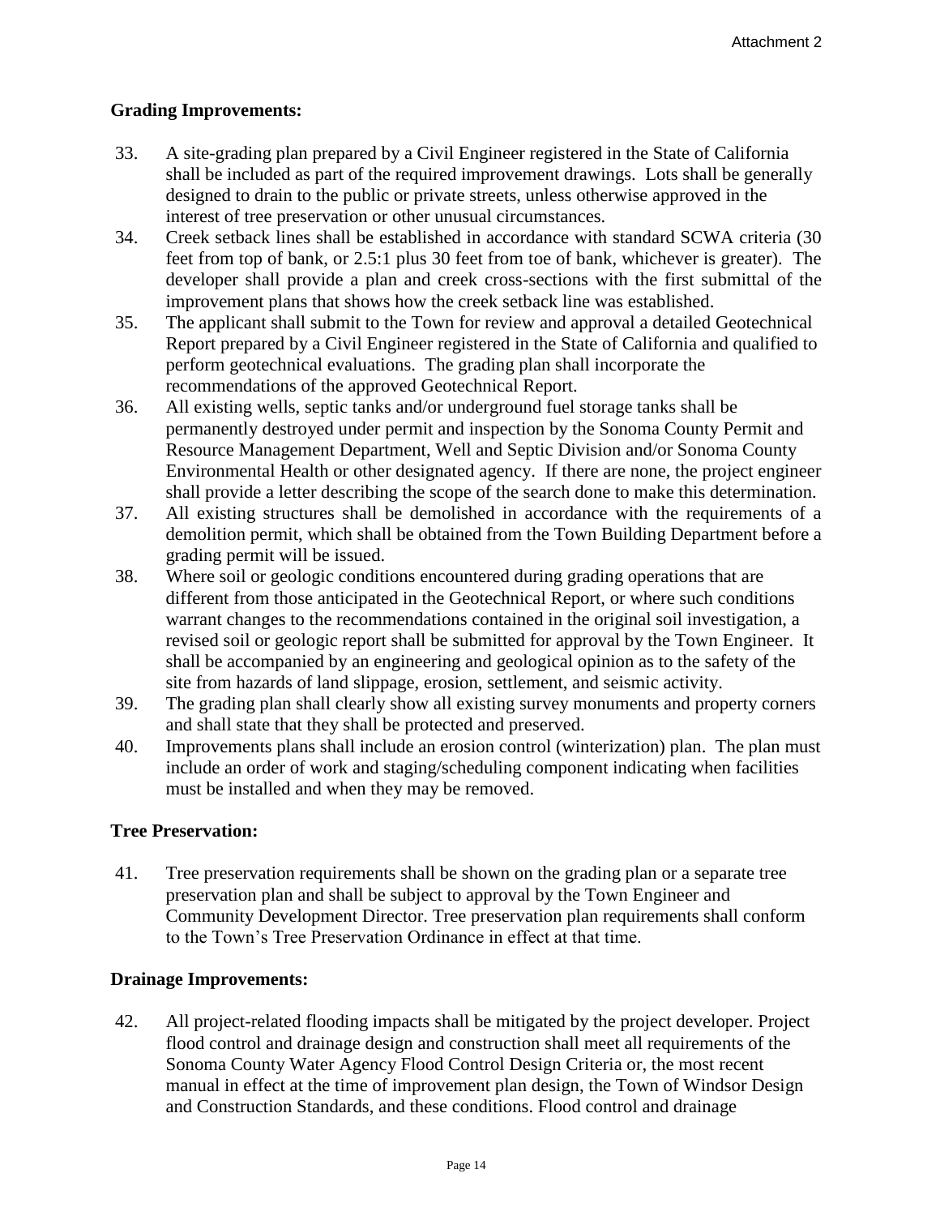## Grading Improvements:

33. A site-grading plan prepared by a Civil Engineer registered in the State of California shall be included as part of the required improvement drawings. Lots shall be generally designed to drain to the public or private streets, unless otherwise approved in the interest of tree preservation or other unusual circumstances.
34. Creek setback lines shall be established in accordance with standard SCWA criteria (30 feet from top of bank, or 2.5:1 plus 30 feet from toe of bank, whichever is greater). The developer shall provide a plan and creek cross-sections with the first submittal of the improvement plans that shows how the creek setback line was established.
35. The applicant shall submit to the Town for review and approval a detailed Geotechnical Report prepared by a Civil Engineer registered in the State of California and qualified to perform geotechnical evaluations. The grading plan shall incorporate the recommendations of the approved Geotechnical Report.
36. All existing wells, septic tanks and/or underground fuel storage tanks shall be permanently destroyed under permit and inspection by the Sonoma County Permit and Resource Management Department, Well and Septic Division and/or Sonoma County Environmental Health or other designated agency. If there are none, the project engineer shall provide a letter describing the scope of the search done to make this determination.
37. All existing structures shall be demolished in accordance with the requirements of a demolition permit, which shall be obtained from the Town Building Department before a grading permit will be issued.
38. Where soil or geologic conditions encountered during grading operations that are different from those anticipated in the Geotechnical Report, or where such conditions warrant changes to the recommendations contained in the original soil investigation, a revised soil or geologic report shall be submitted for approval by the Town Engineer. It shall be accompanied by an engineering and geological opinion as to the safety of the site from hazards of land slippage, erosion, settlement, and seismic activity.
39. The grading plan shall clearly show all existing survey monuments and property corners and shall state that they shall be protected and preserved.
40. Improvements plans shall include an erosion control (winterization) plan. The plan must include an order of work and staging/scheduling component indicating when facilities must be installed and when they may be removed.

## Tree Preservation:

41. Tree preservation requirements shall be shown on the grading plan or a separate tree preservation plan and shall be subject to approval by the Town Engineer and Community Development Director. Tree preservation plan requirements shall conform to the Town's Tree Preservation Ordinance in effect at that time.

## Drainage Improvements:

42. All project-related flooding impacts shall be mitigated by the project developer. Project flood control and drainage design and construction shall meet all requirements of the Sonoma County Water Agency Flood Control Design Criteria or, the most recent manual in effect at the time of improvement plan design, the Town of Windsor Design and Construction Standards, and these conditions. Flood control and drainage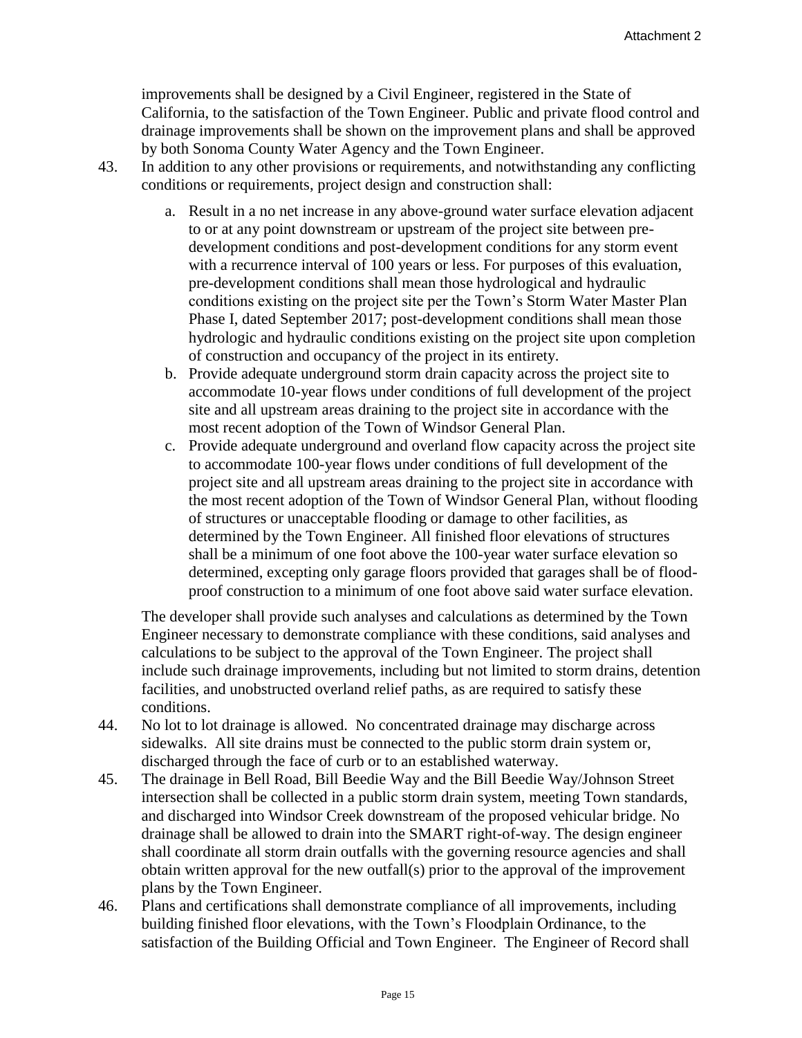improvements shall be designed by a Civil Engineer, registered in the State of California, to the satisfaction of the Town Engineer. Public and private flood control and drainage improvements shall be shown on the improvement plans and shall be approved by both Sonoma County Water Agency and the Town Engineer.

43. In addition to any other provisions or requirements, and notwithstanding any conflicting conditions or requirements, project design and construction shall:

    a. Result in a no net increase in any above-ground water surface elevation adjacent to or at any point downstream or upstream of the project site between pre-development conditions and post-development conditions for any storm event with a recurrence interval of 100 years or less. For purposes of this evaluation, pre-development conditions shall mean those hydrological and hydraulic conditions existing on the project site per the Town's Storm Water Master Plan Phase I, dated September 2017; post-development conditions shall mean those hydrologic and hydraulic conditions existing on the project site upon completion of construction and occupancy of the project in its entirety.
    b. Provide adequate underground storm drain capacity across the project site to accommodate 10-year flows under conditions of full development of the project site and all upstream areas draining to the project site in accordance with the most recent adoption of the Town of Windsor General Plan.
    c. Provide adequate underground and overland flow capacity across the project site to accommodate 100-year flows under conditions of full development of the project site and all upstream areas draining to the project site in accordance with the most recent adoption of the Town of Windsor General Plan, without flooding of structures or unacceptable flooding or damage to other facilities, as determined by the Town Engineer. All finished floor elevations of structures shall be a minimum of one foot above the 100-year water surface elevation so determined, excepting only garage floors provided that garages shall be of flood-proof construction to a minimum of one foot above said water surface elevation.

    The developer shall provide such analyses and calculations as determined by the Town Engineer necessary to demonstrate compliance with these conditions, said analyses and calculations to be subject to the approval of the Town Engineer. The project shall include such drainage improvements, including but not limited to storm drains, detention facilities, and unobstructed overland relief paths, as are required to satisfy these conditions.

44. No lot to lot drainage is allowed. No concentrated drainage may discharge across sidewalks. All site drains must be connected to the public storm drain system or, discharged through the face of curb or to an established waterway.

45. The drainage in Bell Road, Bill Beedie Way and the Bill Beedie Way/Johnson Street intersection shall be collected in a public storm drain system, meeting Town standards, and discharged into Windsor Creek downstream of the proposed vehicular bridge. No drainage shall be allowed to drain into the SMART right-of-way. The design engineer shall coordinate all storm drain outfalls with the governing resource agencies and shall obtain written approval for the new outfall(s) prior to the approval of the improvement plans by the Town Engineer.

46. Plans and certifications shall demonstrate compliance of all improvements, including building finished floor elevations, with the Town's Floodplain Ordinance, to the satisfaction of the Building Official and Town Engineer. The Engineer of Record shall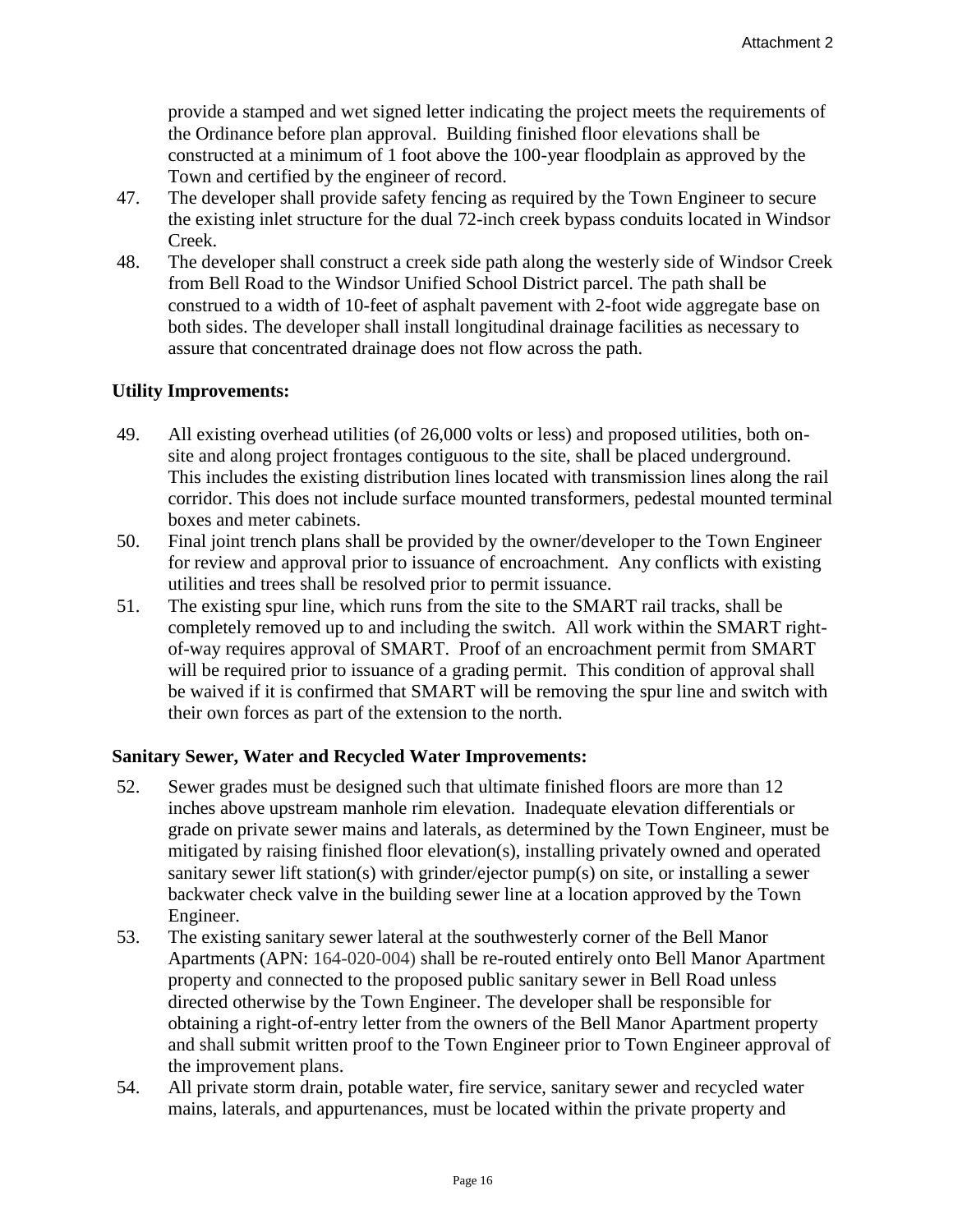provide a stamped and wet signed letter indicating the project meets the requirements of the Ordinance before plan approval. Building finished floor elevations shall be constructed at a minimum of 1 foot above the 100-year floodplain as approved by the Town and certified by the engineer of record.

47. The developer shall provide safety fencing as required by the Town Engineer to secure the existing inlet structure for the dual 72-inch creek bypass conduits located in Windsor Creek.
48. The developer shall construct a creek side path along the westerly side of Windsor Creek from Bell Road to the Windsor Unified School District parcel. The path shall be construed to a width of 10-feet of asphalt pavement with 2-foot wide aggregate base on both sides. The developer shall install longitudinal drainage facilities as necessary to assure that concentrated drainage does not flow across the path.

**Utility Improvements:**

49. All existing overhead utilities (of 26,000 volts or less) and proposed utilities, both on-site and along project frontages contiguous to the site, shall be placed underground. This includes the existing distribution lines located with transmission lines along the rail corridor. This does not include surface mounted transformers, pedestal mounted terminal boxes and meter cabinets.
50. Final joint trench plans shall be provided by the owner/developer to the Town Engineer for review and approval prior to issuance of encroachment. Any conflicts with existing utilities and trees shall be resolved prior to permit issuance.
51. The existing spur line, which runs from the site to the SMART rail tracks, shall be completely removed up to and including the switch. All work within the SMART right-of-way requires approval of SMART. Proof of an encroachment permit from SMART will be required prior to issuance of a grading permit. This condition of approval shall be waived if it is confirmed that SMART will be removing the spur line and switch with their own forces as part of the extension to the north.

**Sanitary Sewer, Water and Recycled Water Improvements:**

52. Sewer grades must be designed such that ultimate finished floors are more than 12 inches above upstream manhole rim elevation. Inadequate elevation differentials or grade on private sewer mains and laterals, as determined by the Town Engineer, must be mitigated by raising finished floor elevation(s), installing privately owned and operated sanitary sewer lift station(s) with grinder/ejector pump(s) on site, or installing a sewer backwater check valve in the building sewer line at a location approved by the Town Engineer.
53. The existing sanitary sewer lateral at the southwesterly corner of the Bell Manor Apartments (APN: 164-020-004) shall be re-routed entirely onto Bell Manor Apartment property and connected to the proposed public sanitary sewer in Bell Road unless directed otherwise by the Town Engineer. The developer shall be responsible for obtaining a right-of-entry letter from the owners of the Bell Manor Apartment property and shall submit written proof to the Town Engineer prior to Town Engineer approval of the improvement plans.
54. All private storm drain, potable water, fire service, sanitary sewer and recycled water mains, laterals, and appurtenances, must be located within the private property and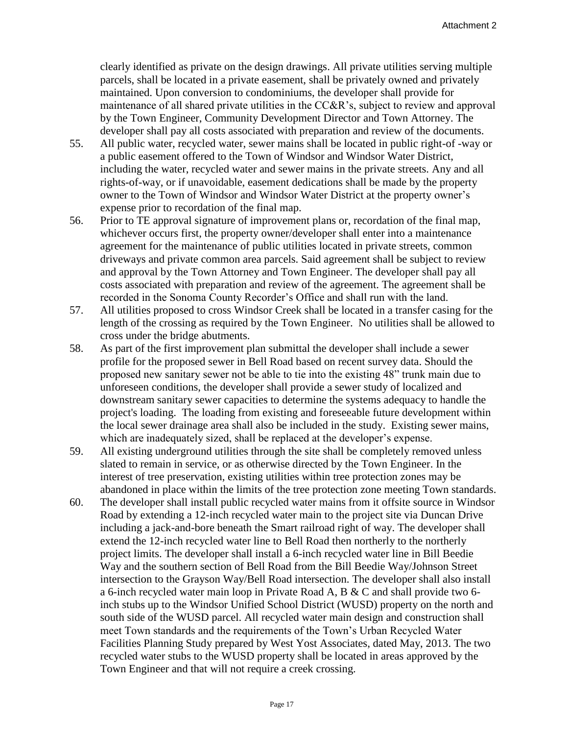clearly identified as private on the design drawings. All private utilities serving multiple parcels, shall be located in a private easement, shall be privately owned and privately maintained. Upon conversion to condominiums, the developer shall provide for maintenance of all shared private utilities in the CC&R's, subject to review and approval by the Town Engineer, Community Development Director and Town Attorney. The developer shall pay all costs associated with preparation and review of the documents.

55. All public water, recycled water, sewer mains shall be located in public right-of -way or a public easement offered to the Town of Windsor and Windsor Water District, including the water, recycled water and sewer mains in the private streets. Any and all rights-of-way, or if unavoidable, easement dedications shall be made by the property owner to the Town of Windsor and Windsor Water District at the property owner's expense prior to recordation of the final map.

56. Prior to TE approval signature of improvement plans or, recordation of the final map, whichever occurs first, the property owner/developer shall enter into a maintenance agreement for the maintenance of public utilities located in private streets, common driveways and private common area parcels. Said agreement shall be subject to review and approval by the Town Attorney and Town Engineer. The developer shall pay all costs associated with preparation and review of the agreement. The agreement shall be recorded in the Sonoma County Recorder's Office and shall run with the land.

57. All utilities proposed to cross Windsor Creek shall be located in a transfer casing for the length of the crossing as required by the Town Engineer. No utilities shall be allowed to cross under the bridge abutments.

58. As part of the first improvement plan submittal the developer shall include a sewer profile for the proposed sewer in Bell Road based on recent survey data. Should the proposed new sanitary sewer not be able to tie into the existing 48" trunk main due to unforeseen conditions, the developer shall provide a sewer study of localized and downstream sanitary sewer capacities to determine the systems adequacy to handle the project's loading. The loading from existing and foreseeable future development within the local sewer drainage area shall also be included in the study. Existing sewer mains, which are inadequately sized, shall be replaced at the developer's expense.

59. All existing underground utilities through the site shall be completely removed unless slated to remain in service, or as otherwise directed by the Town Engineer. In the interest of tree preservation, existing utilities within tree protection zones may be abandoned in place within the limits of the tree protection zone meeting Town standards.

60. The developer shall install public recycled water mains from it offsite source in Windsor Road by extending a 12-inch recycled water main to the project site via Duncan Drive including a jack-and-bore beneath the Smart railroad right of way. The developer shall extend the 12-inch recycled water line to Bell Road then northerly to the northerly project limits. The developer shall install a 6-inch recycled water line in Bill Beedie Way and the southern section of Bell Road from the Bill Beedie Way/Johnson Street intersection to the Grayson Way/Bell Road intersection. The developer shall also install a 6-inch recycled water main loop in Private Road A, B & C and shall provide two 6-inch stubs up to the Windsor Unified School District (WUSD) property on the north and south side of the WUSD parcel. All recycled water main design and construction shall meet Town standards and the requirements of the Town's Urban Recycled Water Facilities Planning Study prepared by West Yost Associates, dated May, 2013. The two recycled water stubs to the WUSD property shall be located in areas approved by the Town Engineer and that will not require a creek crossing.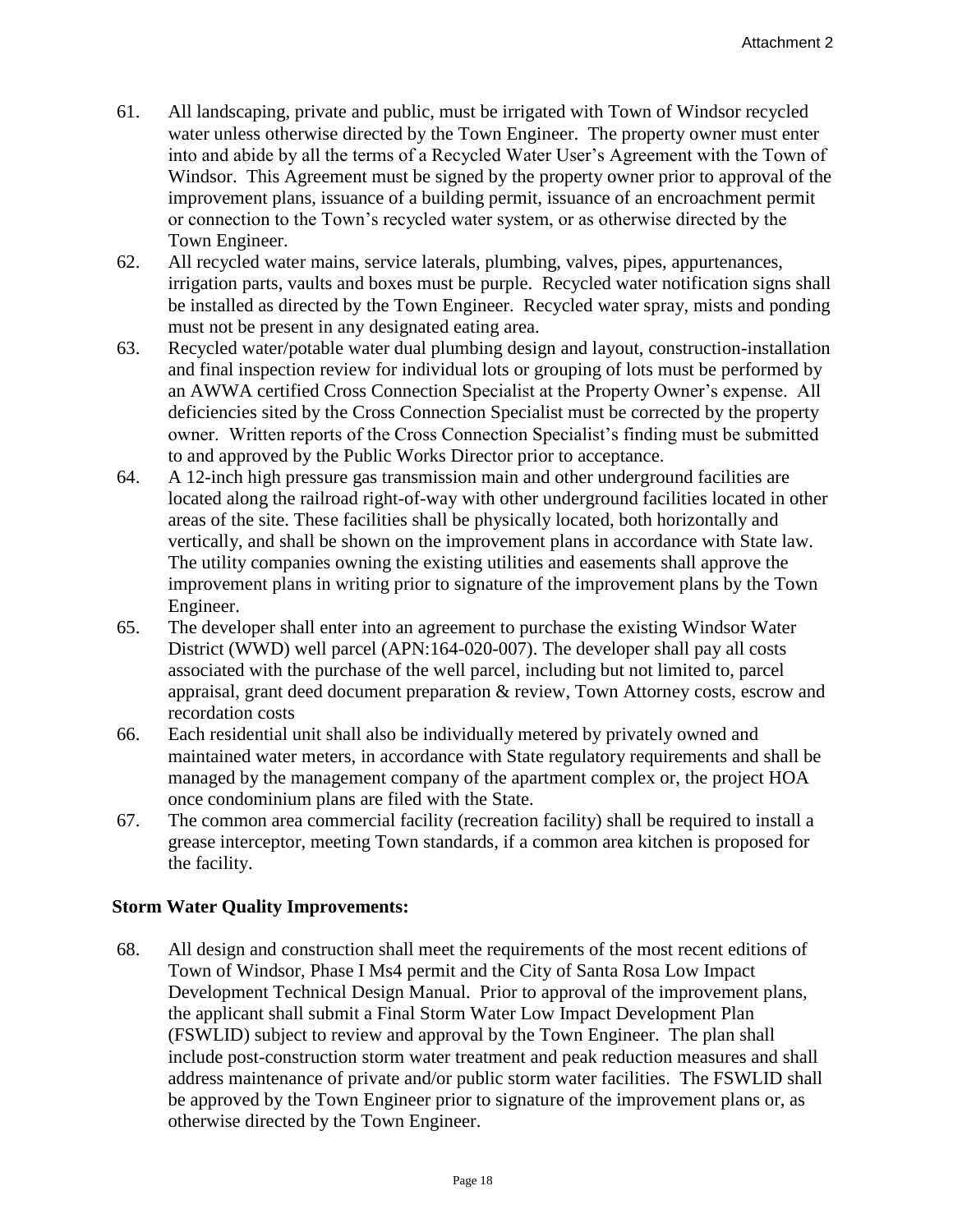61. All landscaping, private and public, must be irrigated with Town of Windsor recycled water unless otherwise directed by the Town Engineer. The property owner must enter into and abide by all the terms of a Recycled Water User's Agreement with the Town of Windsor. This Agreement must be signed by the property owner prior to approval of the improvement plans, issuance of a building permit, issuance of an encroachment permit or connection to the Town's recycled water system, or as otherwise directed by the Town Engineer.
62. All recycled water mains, service laterals, plumbing, valves, pipes, appurtenances, irrigation parts, vaults and boxes must be purple. Recycled water notification signs shall be installed as directed by the Town Engineer. Recycled water spray, mists and ponding must not be present in any designated eating area.
63. Recycled water/potable water dual plumbing design and layout, construction-installation and final inspection review for individual lots or grouping of lots must be performed by an AWWA certified Cross Connection Specialist at the Property Owner's expense. All deficiencies sited by the Cross Connection Specialist must be corrected by the property owner. Written reports of the Cross Connection Specialist's finding must be submitted to and approved by the Public Works Director prior to acceptance.
64. A 12-inch high pressure gas transmission main and other underground facilities are located along the railroad right-of-way with other underground facilities located in other areas of the site. These facilities shall be physically located, both horizontally and vertically, and shall be shown on the improvement plans in accordance with State law. The utility companies owning the existing utilities and easements shall approve the improvement plans in writing prior to signature of the improvement plans by the Town Engineer.
65. The developer shall enter into an agreement to purchase the existing Windsor Water District (WWD) well parcel (APN:164-020-007). The developer shall pay all costs associated with the purchase of the well parcel, including but not limited to, parcel appraisal, grant deed document preparation & review, Town Attorney costs, escrow and recordation costs
66. Each residential unit shall also be individually metered by privately owned and maintained water meters, in accordance with State regulatory requirements and shall be managed by the management company of the apartment complex or, the project HOA once condominium plans are filed with the State.
67. The common area commercial facility (recreation facility) shall be required to install a grease interceptor, meeting Town standards, if a common area kitchen is proposed for the facility.

**Storm Water Quality Improvements:**

68. All design and construction shall meet the requirements of the most recent editions of Town of Windsor, Phase I Ms4 permit and the City of Santa Rosa Low Impact Development Technical Design Manual. Prior to approval of the improvement plans, the applicant shall submit a Final Storm Water Low Impact Development Plan (FSWLID) subject to review and approval by the Town Engineer. The plan shall include post-construction storm water treatment and peak reduction measures and shall address maintenance of private and/or public storm water facilities. The FSWLID shall be approved by the Town Engineer prior to signature of the improvement plans or, as otherwise directed by the Town Engineer.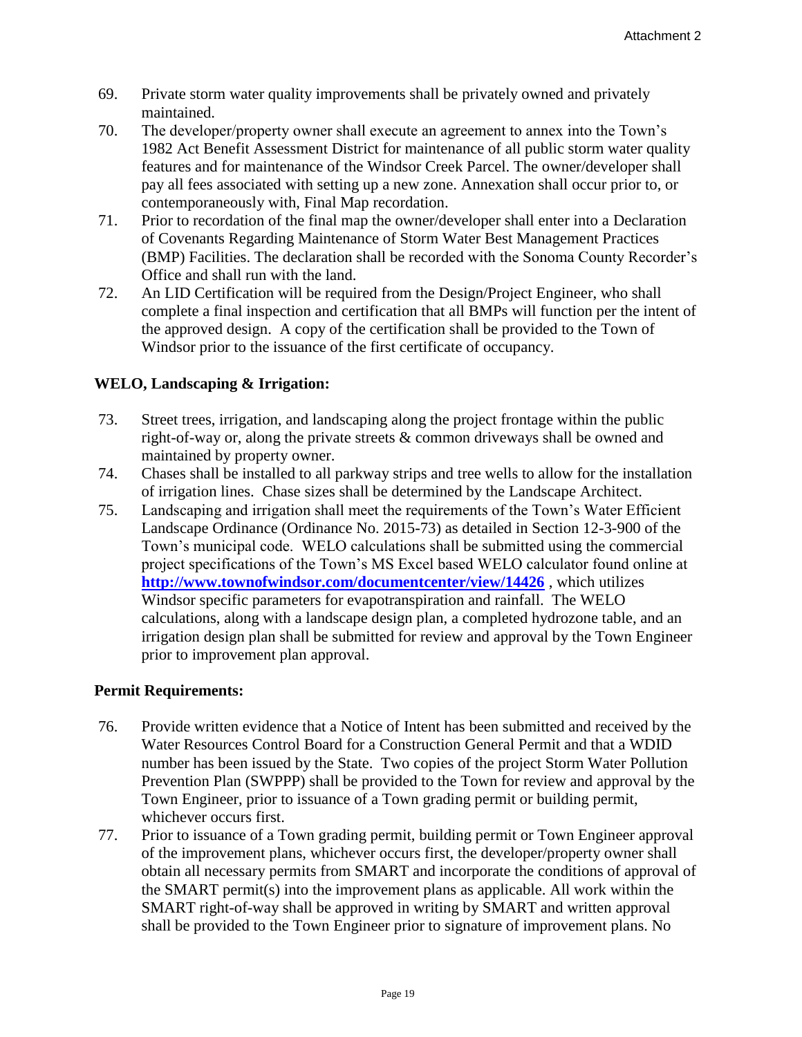69. Private storm water quality improvements shall be privately owned and privately maintained.
70. The developer/property owner shall execute an agreement to annex into the Town's 1982 Act Benefit Assessment District for maintenance of all public storm water quality features and for maintenance of the Windsor Creek Parcel. The owner/developer shall pay all fees associated with setting up a new zone. Annexation shall occur prior to, or contemporaneously with, Final Map recordation.
71. Prior to recordation of the final map the owner/developer shall enter into a Declaration of Covenants Regarding Maintenance of Storm Water Best Management Practices (BMP) Facilities. The declaration shall be recorded with the Sonoma County Recorder's Office and shall run with the land.
72. An LID Certification will be required from the Design/Project Engineer, who shall complete a final inspection and certification that all BMPs will function per the intent of the approved design. A copy of the certification shall be provided to the Town of Windsor prior to the issuance of the first certificate of occupancy.

**WELO, Landscaping & Irrigation:**

73. Street trees, irrigation, and landscaping along the project frontage within the public right-of-way or, along the private streets & common driveways shall be owned and maintained by property owner.
74. Chases shall be installed to all parkway strips and tree wells to allow for the installation of irrigation lines. Chase sizes shall be determined by the Landscape Architect.
75. Landscaping and irrigation shall meet the requirements of the Town's Water Efficient Landscape Ordinance (Ordinance No. 2015-73) as detailed in Section 12-3-900 of the Town's municipal code. WELO calculations shall be submitted using the commercial project specifications of the Town's MS Excel based WELO calculator found online at **http://www.townofwindsor.com/documentcenter/view/14426** , which utilizes Windsor specific parameters for evapotranspiration and rainfall. The WELO calculations, along with a landscape design plan, a completed hydrozone table, and an irrigation design plan shall be submitted for review and approval by the Town Engineer prior to improvement plan approval.

**Permit Requirements:**

76. Provide written evidence that a Notice of Intent has been submitted and received by the Water Resources Control Board for a Construction General Permit and that a WDID number has been issued by the State. Two copies of the project Storm Water Pollution Prevention Plan (SWPPP) shall be provided to the Town for review and approval by the Town Engineer, prior to issuance of a Town grading permit or building permit, whichever occurs first.
77. Prior to issuance of a Town grading permit, building permit or Town Engineer approval of the improvement plans, whichever occurs first, the developer/property owner shall obtain all necessary permits from SMART and incorporate the conditions of approval of the SMART permit(s) into the improvement plans as applicable. All work within the SMART right-of-way shall be approved in writing by SMART and written approval shall be provided to the Town Engineer prior to signature of improvement plans. No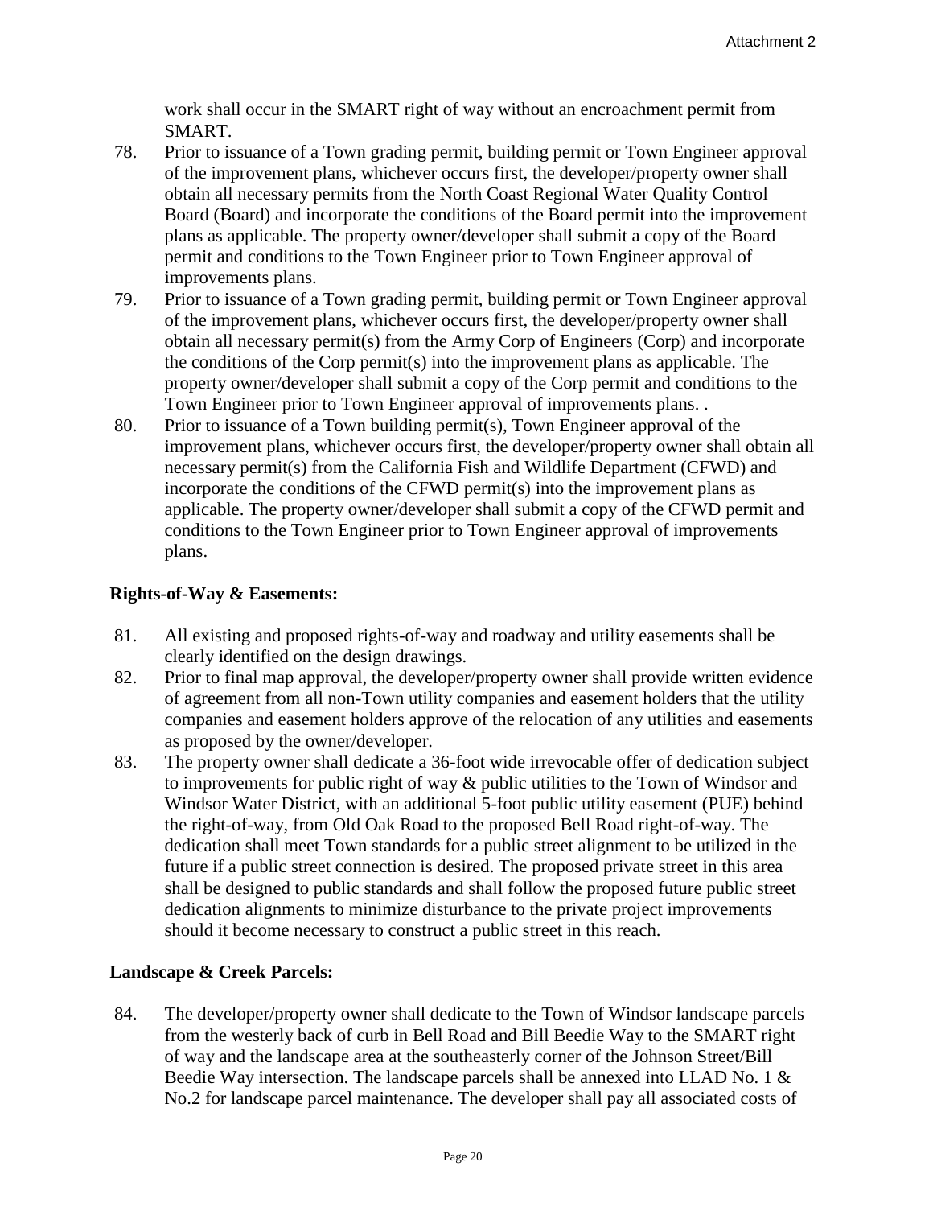work shall occur in the SMART right of way without an encroachment permit from SMART.

78. Prior to issuance of a Town grading permit, building permit or Town Engineer approval of the improvement plans, whichever occurs first, the developer/property owner shall obtain all necessary permits from the North Coast Regional Water Quality Control Board (Board) and incorporate the conditions of the Board permit into the improvement plans as applicable. The property owner/developer shall submit a copy of the Board permit and conditions to the Town Engineer prior to Town Engineer approval of improvements plans.
79. Prior to issuance of a Town grading permit, building permit or Town Engineer approval of the improvement plans, whichever occurs first, the developer/property owner shall obtain all necessary permit(s) from the Army Corp of Engineers (Corp) and incorporate the conditions of the Corp permit(s) into the improvement plans as applicable. The property owner/developer shall submit a copy of the Corp permit and conditions to the Town Engineer prior to Town Engineer approval of improvements plans. .
80. Prior to issuance of a Town building permit(s), Town Engineer approval of the improvement plans, whichever occurs first, the developer/property owner shall obtain all necessary permit(s) from the California Fish and Wildlife Department (CFWD) and incorporate the conditions of the CFWD permit(s) into the improvement plans as applicable. The property owner/developer shall submit a copy of the CFWD permit and conditions to the Town Engineer prior to Town Engineer approval of improvements plans.

**Rights-of-Way & Easements:**

81. All existing and proposed rights-of-way and roadway and utility easements shall be clearly identified on the design drawings.
82. Prior to final map approval, the developer/property owner shall provide written evidence of agreement from all non-Town utility companies and easement holders that the utility companies and easement holders approve of the relocation of any utilities and easements as proposed by the owner/developer.
83. The property owner shall dedicate a 36-foot wide irrevocable offer of dedication subject to improvements for public right of way & public utilities to the Town of Windsor and Windsor Water District, with an additional 5-foot public utility easement (PUE) behind the right-of-way, from Old Oak Road to the proposed Bell Road right-of-way. The dedication shall meet Town standards for a public street alignment to be utilized in the future if a public street connection is desired. The proposed private street in this area shall be designed to public standards and shall follow the proposed future public street dedication alignments to minimize disturbance to the private project improvements should it become necessary to construct a public street in this reach.

**Landscape & Creek Parcels:**

84. The developer/property owner shall dedicate to the Town of Windsor landscape parcels from the westerly back of curb in Bell Road and Bill Beedie Way to the SMART right of way and the landscape area at the southeasterly corner of the Johnson Street/Bill Beedie Way intersection. The landscape parcels shall be annexed into LLAD No. 1 & No.2 for landscape parcel maintenance. The developer shall pay all associated costs of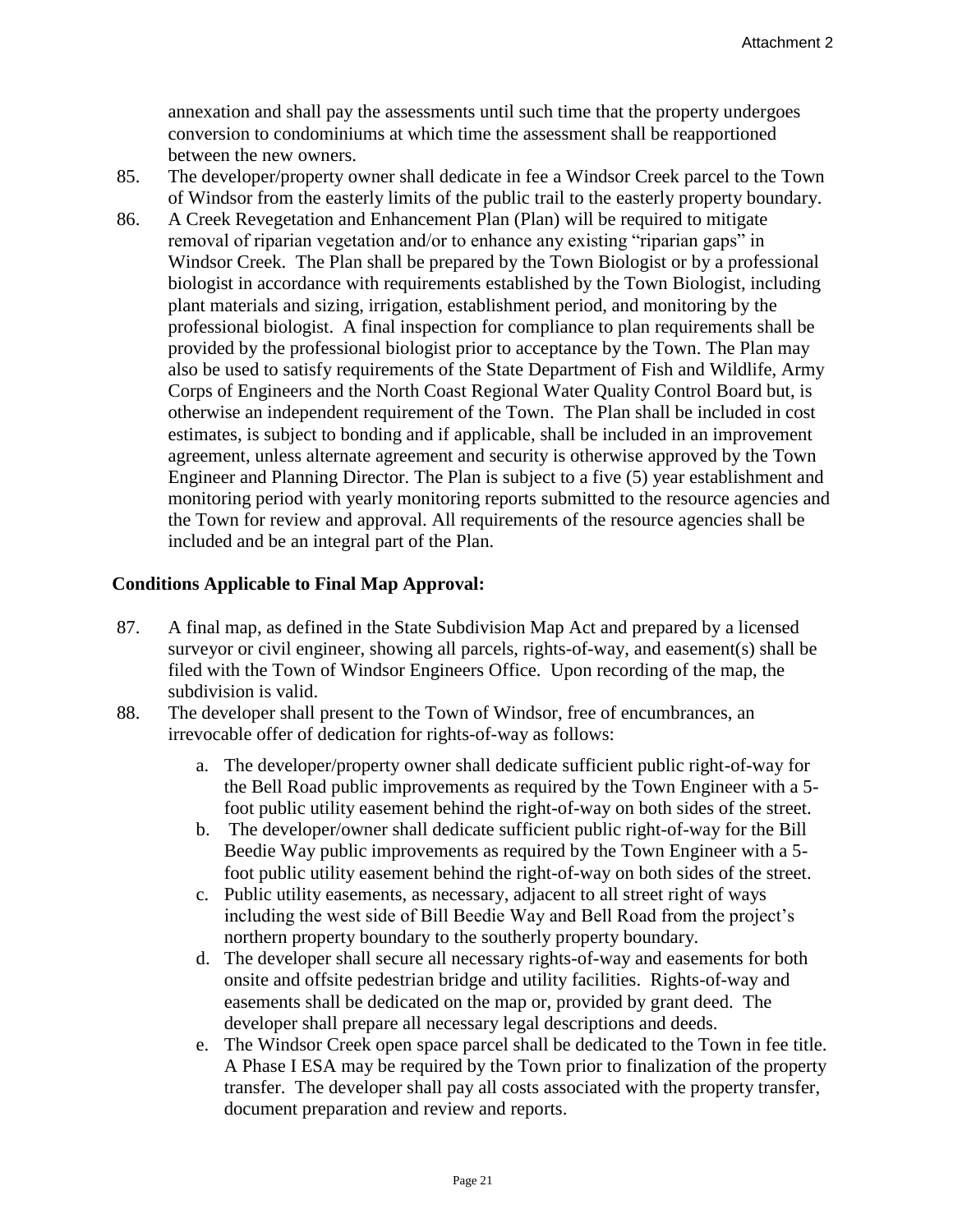annexation and shall pay the assessments until such time that the property undergoes conversion to condominiums at which time the assessment shall be reapportioned between the new owners.

85. The developer/property owner shall dedicate in fee a Windsor Creek parcel to the Town of Windsor from the easterly limits of the public trail to the easterly property boundary.
86. A Creek Revegetation and Enhancement Plan (Plan) will be required to mitigate removal of riparian vegetation and/or to enhance any existing "riparian gaps" in Windsor Creek. The Plan shall be prepared by the Town Biologist or by a professional biologist in accordance with requirements established by the Town Biologist, including plant materials and sizing, irrigation, establishment period, and monitoring by the professional biologist. A final inspection for compliance to plan requirements shall be provided by the professional biologist prior to acceptance by the Town. The Plan may also be used to satisfy requirements of the State Department of Fish and Wildlife, Army Corps of Engineers and the North Coast Regional Water Quality Control Board but, is otherwise an independent requirement of the Town. The Plan shall be included in cost estimates, is subject to bonding and if applicable, shall be included in an improvement agreement, unless alternate agreement and security is otherwise approved by the Town Engineer and Planning Director. The Plan is subject to a five (5) year establishment and monitoring period with yearly monitoring reports submitted to the resource agencies and the Town for review and approval. All requirements of the resource agencies shall be included and be an integral part of the Plan.

**Conditions Applicable to Final Map Approval:**

87. A final map, as defined in the State Subdivision Map Act and prepared by a licensed surveyor or civil engineer, showing all parcels, rights-of-way, and easement(s) shall be filed with the Town of Windsor Engineers Office. Upon recording of the map, the subdivision is valid.
88. The developer shall present to the Town of Windsor, free of encumbrances, an irrevocable offer of dedication for rights-of-way as follows:
    a. The developer/property owner shall dedicate sufficient public right-of-way for the Bell Road public improvements as required by the Town Engineer with a 5-foot public utility easement behind the right-of-way on both sides of the street.
    b. The developer/owner shall dedicate sufficient public right-of-way for the Bill Beedie Way public improvements as required by the Town Engineer with a 5-foot public utility easement behind the right-of-way on both sides of the street.
    c. Public utility easements, as necessary, adjacent to all street right of ways including the west side of Bill Beedie Way and Bell Road from the project's northern property boundary to the southerly property boundary.
    d. The developer shall secure all necessary rights-of-way and easements for both onsite and offsite pedestrian bridge and utility facilities. Rights-of-way and easements shall be dedicated on the map or, provided by grant deed. The developer shall prepare all necessary legal descriptions and deeds.
    e. The Windsor Creek open space parcel shall be dedicated to the Town in fee title. A Phase I ESA may be required by the Town prior to finalization of the property transfer. The developer shall pay all costs associated with the property transfer, document preparation and review and reports.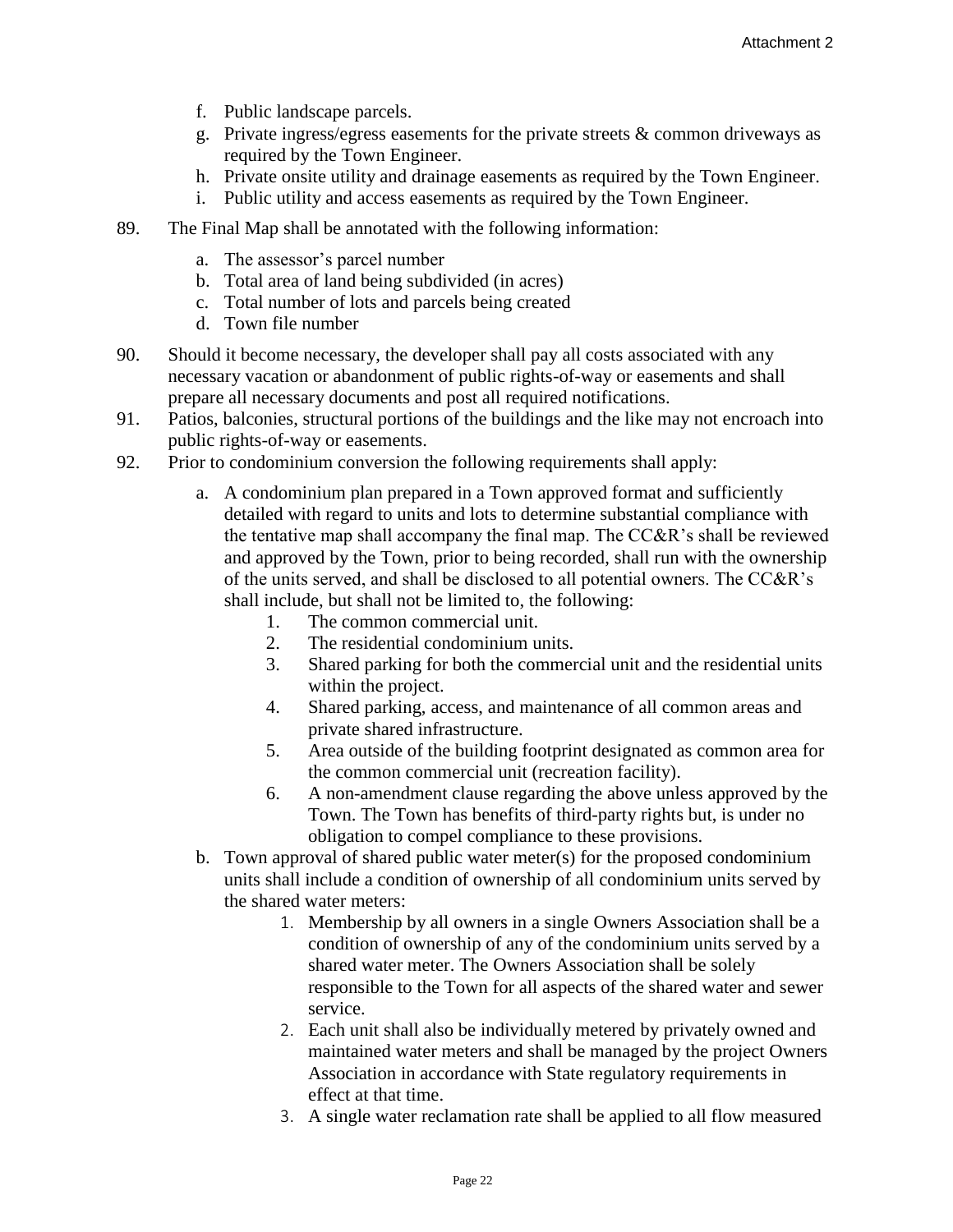f. Public landscape parcels.
g. Private ingress/egress easements for the private streets & common driveways as required by the Town Engineer.
h. Private onsite utility and drainage easements as required by the Town Engineer.
i. Public utility and access easements as required by the Town Engineer.

89. The Final Map shall be annotated with the following information:

    a. The assessor's parcel number
    b. Total area of land being subdivided (in acres)
    c. Total number of lots and parcels being created
    d. Town file number

90. Should it become necessary, the developer shall pay all costs associated with any necessary vacation or abandonment of public rights-of-way or easements and shall prepare all necessary documents and post all required notifications.

91. Patios, balconies, structural portions of the buildings and the like may not encroach into public rights-of-way or easements.

92. Prior to condominium conversion the following requirements shall apply:

    a. A condominium plan prepared in a Town approved format and sufficiently detailed with regard to units and lots to determine substantial compliance with the tentative map shall accompany the final map. The CC&R's shall be reviewed and approved by the Town, prior to being recorded, shall run with the ownership of the units served, and shall be disclosed to all potential owners. The CC&R's shall include, but shall not be limited to, the following:
        1. The common commercial unit.
        2. The residential condominium units.
        3. Shared parking for both the commercial unit and the residential units within the project.
        4. Shared parking, access, and maintenance of all common areas and private shared infrastructure.
        5. Area outside of the building footprint designated as common area for the common commercial unit (recreation facility).
        6. A non-amendment clause regarding the above unless approved by the Town. The Town has benefits of third-party rights but, is under no obligation to compel compliance to these provisions.
    b. Town approval of shared public water meter(s) for the proposed condominium units shall include a condition of ownership of all condominium units served by the shared water meters:
        1. Membership by all owners in a single Owners Association shall be a condition of ownership of any of the condominium units served by a shared water meter. The Owners Association shall be solely responsible to the Town for all aspects of the shared water and sewer service.
        2. Each unit shall also be individually metered by privately owned and maintained water meters and shall be managed by the project Owners Association in accordance with State regulatory requirements in effect at that time.
        3. A single water reclamation rate shall be applied to all flow measured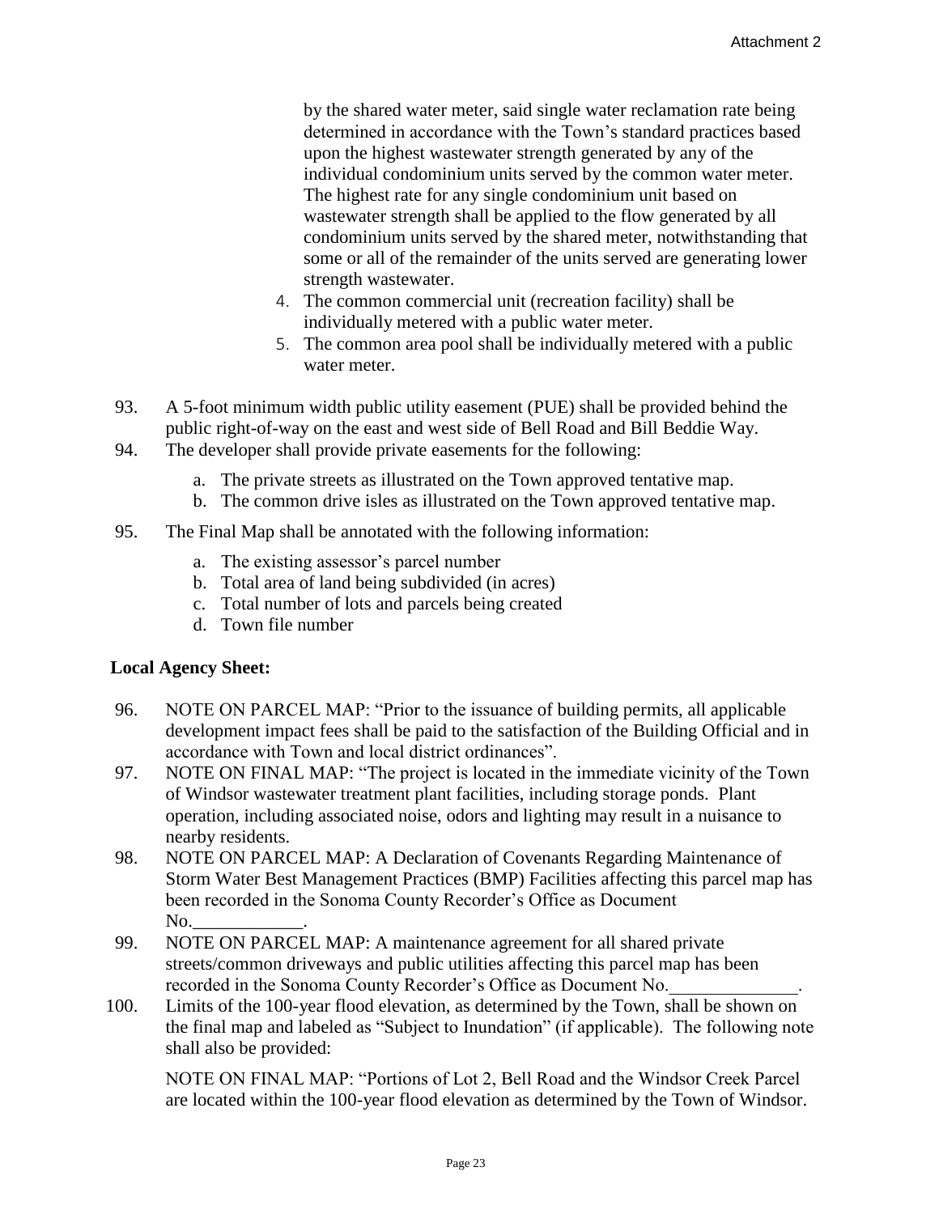by the shared water meter, said single water reclamation rate being determined in accordance with the Town's standard practices based upon the highest wastewater strength generated by any of the individual condominium units served by the common water meter. The highest rate for any single condominium unit based on wastewater strength shall be applied to the flow generated by all condominium units served by the shared meter, notwithstanding that some or all of the remainder of the units served are generating lower strength wastewater.

4. The common commercial unit (recreation facility) shall be individually metered with a public water meter.
5. The common area pool shall be individually metered with a public water meter.

93. A 5-foot minimum width public utility easement (PUE) shall be provided behind the public right-of-way on the east and west side of Bell Road and Bill Beddie Way.
94. The developer shall provide private easements for the following:
    a. The private streets as illustrated on the Town approved tentative map.
    b. The common drive isles as illustrated on the Town approved tentative map.
95. The Final Map shall be annotated with the following information:
    a. The existing assessor's parcel number
    b. Total area of land being subdivided (in acres)
    c. Total number of lots and parcels being created
    d. Town file number

**Local Agency Sheet:**

96. NOTE ON PARCEL MAP: "Prior to the issuance of building permits, all applicable development impact fees shall be paid to the satisfaction of the Building Official and in accordance with Town and local district ordinances".
97. NOTE ON FINAL MAP: "The project is located in the immediate vicinity of the Town of Windsor wastewater treatment plant facilities, including storage ponds. Plant operation, including associated noise, odors and lighting may result in a nuisance to nearby residents.
98. NOTE ON PARCEL MAP: A Declaration of Covenants Regarding Maintenance of Storm Water Best Management Practices (BMP) Facilities affecting this parcel map has been recorded in the Sonoma County Recorder's Office as Document No.____________.
99. NOTE ON PARCEL MAP: A maintenance agreement for all shared private streets/common driveways and public utilities affecting this parcel map has been recorded in the Sonoma County Recorder's Office as Document No.______________.
100. Limits of the 100-year flood elevation, as determined by the Town, shall be shown on the final map and labeled as "Subject to Inundation" (if applicable). The following note shall also be provided:

     NOTE ON FINAL MAP: "Portions of Lot 2, Bell Road and the Windsor Creek Parcel are located within the 100-year flood elevation as determined by the Town of Windsor.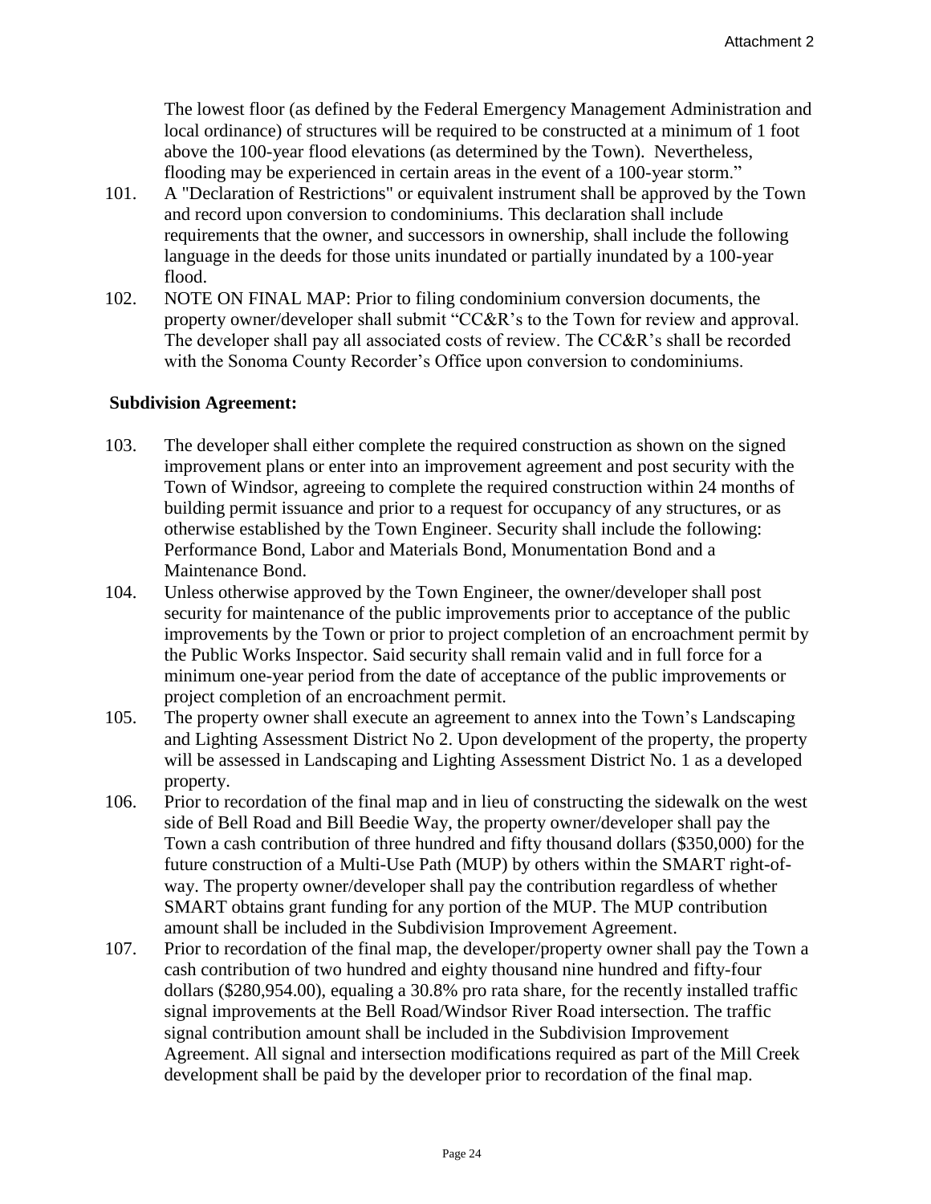The lowest floor (as defined by the Federal Emergency Management Administration and local ordinance) of structures will be required to be constructed at a minimum of 1 foot above the 100-year flood elevations (as determined by the Town). Nevertheless, flooding may be experienced in certain areas in the event of a 100-year storm."

101. A "Declaration of Restrictions" or equivalent instrument shall be approved by the Town and record upon conversion to condominiums. This declaration shall include requirements that the owner, and successors in ownership, shall include the following language in the deeds for those units inundated or partially inundated by a 100-year flood.
102. NOTE ON FINAL MAP: Prior to filing condominium conversion documents, the property owner/developer shall submit "CC&R's to the Town for review and approval. The developer shall pay all associated costs of review. The CC&R's shall be recorded with the Sonoma County Recorder's Office upon conversion to condominiums.

**Subdivision Agreement:**

103. The developer shall either complete the required construction as shown on the signed improvement plans or enter into an improvement agreement and post security with the Town of Windsor, agreeing to complete the required construction within 24 months of building permit issuance and prior to a request for occupancy of any structures, or as otherwise established by the Town Engineer. Security shall include the following: Performance Bond, Labor and Materials Bond, Monumentation Bond and a Maintenance Bond.
104. Unless otherwise approved by the Town Engineer, the owner/developer shall post security for maintenance of the public improvements prior to acceptance of the public improvements by the Town or prior to project completion of an encroachment permit by the Public Works Inspector. Said security shall remain valid and in full force for a minimum one-year period from the date of acceptance of the public improvements or project completion of an encroachment permit.
105. The property owner shall execute an agreement to annex into the Town's Landscaping and Lighting Assessment District No 2. Upon development of the property, the property will be assessed in Landscaping and Lighting Assessment District No. 1 as a developed property.
106. Prior to recordation of the final map and in lieu of constructing the sidewalk on the west side of Bell Road and Bill Beedie Way, the property owner/developer shall pay the Town a cash contribution of three hundred and fifty thousand dollars ($350,000) for the future construction of a Multi-Use Path (MUP) by others within the SMART right-of-way. The property owner/developer shall pay the contribution regardless of whether SMART obtains grant funding for any portion of the MUP. The MUP contribution amount shall be included in the Subdivision Improvement Agreement.
107. Prior to recordation of the final map, the developer/property owner shall pay the Town a cash contribution of two hundred and eighty thousand nine hundred and fifty-four dollars ($280,954.00), equaling a 30.8% pro rata share, for the recently installed traffic signal improvements at the Bell Road/Windsor River Road intersection. The traffic signal contribution amount shall be included in the Subdivision Improvement Agreement. All signal and intersection modifications required as part of the Mill Creek development shall be paid by the developer prior to recordation of the final map.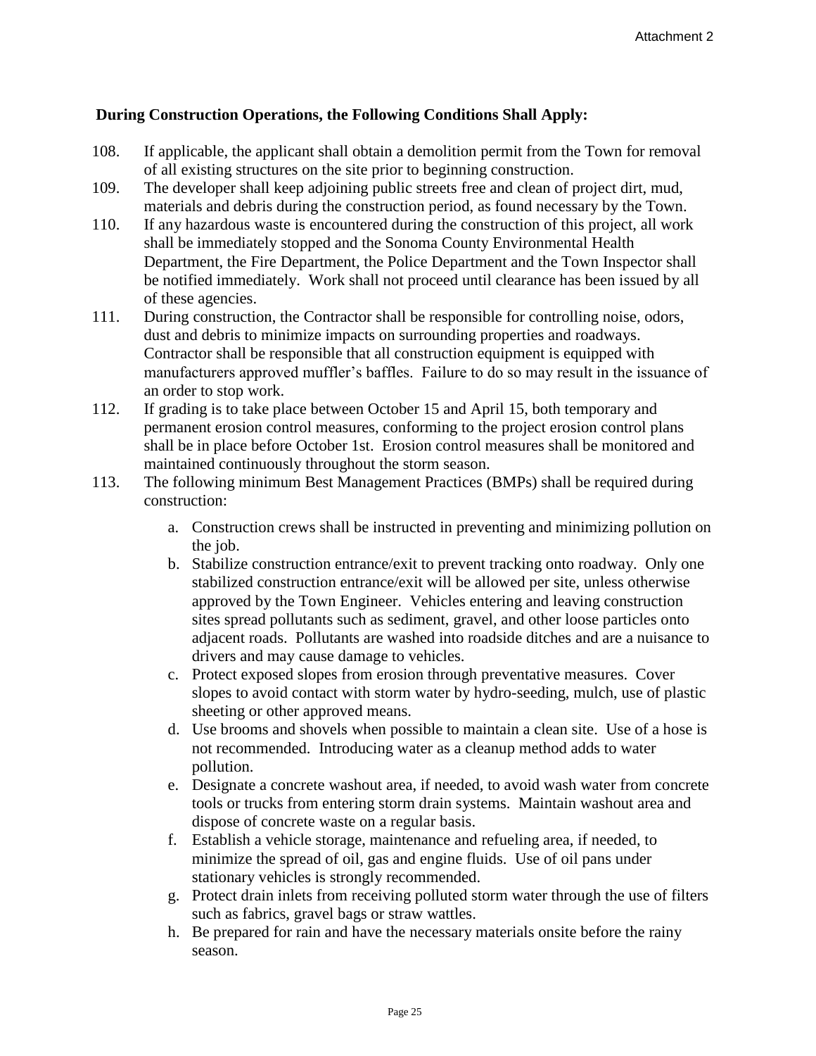Attachment 2

**During Construction Operations, the Following Conditions Shall Apply:**

108. If applicable, the applicant shall obtain a demolition permit from the Town for removal of all existing structures on the site prior to beginning construction.
109. The developer shall keep adjoining public streets free and clean of project dirt, mud, materials and debris during the construction period, as found necessary by the Town.
110. If any hazardous waste is encountered during the construction of this project, all work shall be immediately stopped and the Sonoma County Environmental Health Department, the Fire Department, the Police Department and the Town Inspector shall be notified immediately. Work shall not proceed until clearance has been issued by all of these agencies.
111. During construction, the Contractor shall be responsible for controlling noise, odors, dust and debris to minimize impacts on surrounding properties and roadways. Contractor shall be responsible that all construction equipment is equipped with manufacturers approved muffler's baffles. Failure to do so may result in the issuance of an order to stop work.
112. If grading is to take place between October 15 and April 15, both temporary and permanent erosion control measures, conforming to the project erosion control plans shall be in place before October 1st. Erosion control measures shall be monitored and maintained continuously throughout the storm season.
113. The following minimum Best Management Practices (BMPs) shall be required during construction:

    a. Construction crews shall be instructed in preventing and minimizing pollution on the job.
    b. Stabilize construction entrance/exit to prevent tracking onto roadway. Only one stabilized construction entrance/exit will be allowed per site, unless otherwise approved by the Town Engineer. Vehicles entering and leaving construction sites spread pollutants such as sediment, gravel, and other loose particles onto adjacent roads. Pollutants are washed into roadside ditches and are a nuisance to drivers and may cause damage to vehicles.
    c. Protect exposed slopes from erosion through preventative measures. Cover slopes to avoid contact with storm water by hydro-seeding, mulch, use of plastic sheeting or other approved means.
    d. Use brooms and shovels when possible to maintain a clean site. Use of a hose is not recommended. Introducing water as a cleanup method adds to water pollution.
    e. Designate a concrete washout area, if needed, to avoid wash water from concrete tools or trucks from entering storm drain systems. Maintain washout area and dispose of concrete waste on a regular basis.
    f. Establish a vehicle storage, maintenance and refueling area, if needed, to minimize the spread of oil, gas and engine fluids. Use of oil pans under stationary vehicles is strongly recommended.
    g. Protect drain inlets from receiving polluted storm water through the use of filters such as fabrics, gravel bags or straw wattles.
    h. Be prepared for rain and have the necessary materials onsite before the rainy season.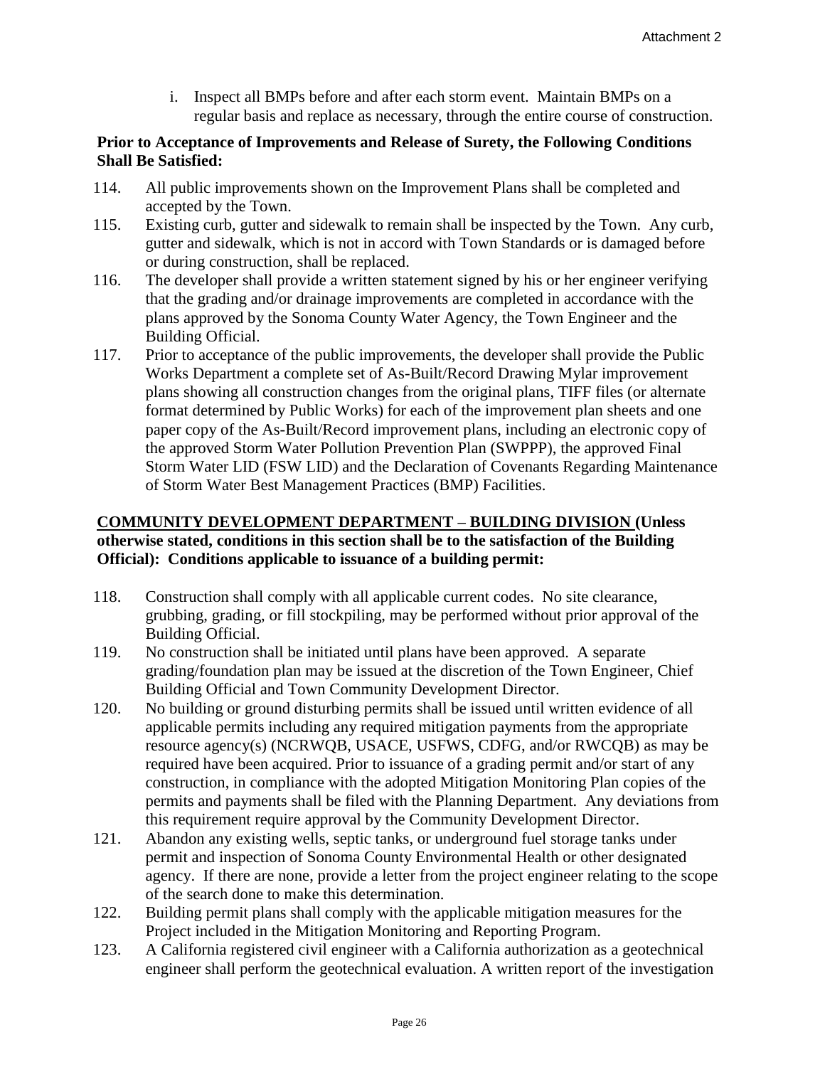i. Inspect all BMPs before and after each storm event. Maintain BMPs on a regular basis and replace as necessary, through the entire course of construction.

**Prior to Acceptance of Improvements and Release of Surety, the Following Conditions Shall Be Satisfied:**

114. All public improvements shown on the Improvement Plans shall be completed and accepted by the Town.
115. Existing curb, gutter and sidewalk to remain shall be inspected by the Town. Any curb, gutter and sidewalk, which is not in accord with Town Standards or is damaged before or during construction, shall be replaced.
116. The developer shall provide a written statement signed by his or her engineer verifying that the grading and/or drainage improvements are completed in accordance with the plans approved by the Sonoma County Water Agency, the Town Engineer and the Building Official.
117. Prior to acceptance of the public improvements, the developer shall provide the Public Works Department a complete set of As-Built/Record Drawing Mylar improvement plans showing all construction changes from the original plans, TIFF files (or alternate format determined by Public Works) for each of the improvement plan sheets and one paper copy of the As-Built/Record improvement plans, including an electronic copy of the approved Storm Water Pollution Prevention Plan (SWPPP), the approved Final Storm Water LID (FSW LID) and the Declaration of Covenants Regarding Maintenance of Storm Water Best Management Practices (BMP) Facilities.

**COMMUNITY DEVELOPMENT DEPARTMENT – BUILDING DIVISION (Unless otherwise stated, conditions in this section shall be to the satisfaction of the Building Official): Conditions applicable to issuance of a building permit:**

118. Construction shall comply with all applicable current codes. No site clearance, grubbing, grading, or fill stockpiling, may be performed without prior approval of the Building Official.
119. No construction shall be initiated until plans have been approved. A separate grading/foundation plan may be issued at the discretion of the Town Engineer, Chief Building Official and Town Community Development Director.
120. No building or ground disturbing permits shall be issued until written evidence of all applicable permits including any required mitigation payments from the appropriate resource agency(s) (NCRWQB, USACE, USFWS, CDFG, and/or RWCQB) as may be required have been acquired. Prior to issuance of a grading permit and/or start of any construction, in compliance with the adopted Mitigation Monitoring Plan copies of the permits and payments shall be filed with the Planning Department. Any deviations from this requirement require approval by the Community Development Director.
121. Abandon any existing wells, septic tanks, or underground fuel storage tanks under permit and inspection of Sonoma County Environmental Health or other designated agency. If there are none, provide a letter from the project engineer relating to the scope of the search done to make this determination.
122. Building permit plans shall comply with the applicable mitigation measures for the Project included in the Mitigation Monitoring and Reporting Program.
123. A California registered civil engineer with a California authorization as a geotechnical engineer shall perform the geotechnical evaluation. A written report of the investigation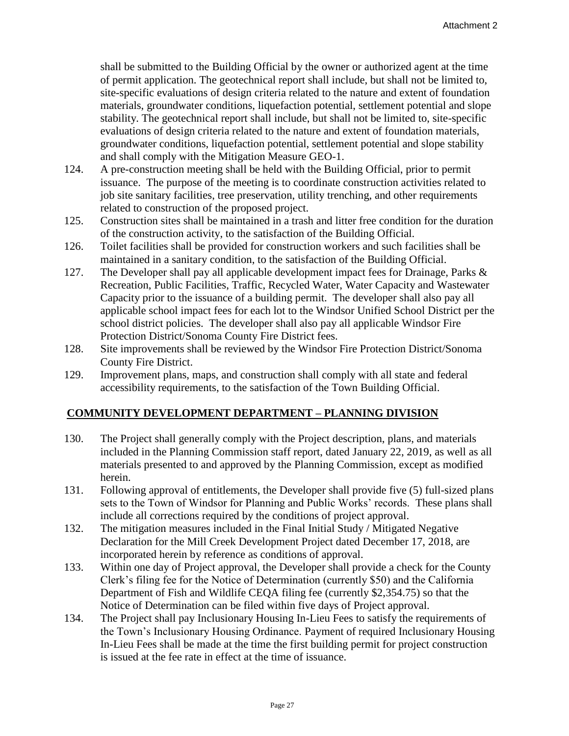shall be submitted to the Building Official by the owner or authorized agent at the time of permit application. The geotechnical report shall include, but shall not be limited to, site-specific evaluations of design criteria related to the nature and extent of foundation materials, groundwater conditions, liquefaction potential, settlement potential and slope stability. The geotechnical report shall include, but shall not be limited to, site-specific evaluations of design criteria related to the nature and extent of foundation materials, groundwater conditions, liquefaction potential, settlement potential and slope stability and shall comply with the Mitigation Measure GEO-1.

124. A pre-construction meeting shall be held with the Building Official, prior to permit issuance. The purpose of the meeting is to coordinate construction activities related to job site sanitary facilities, tree preservation, utility trenching, and other requirements related to construction of the proposed project.
125. Construction sites shall be maintained in a trash and litter free condition for the duration of the construction activity, to the satisfaction of the Building Official.
126. Toilet facilities shall be provided for construction workers and such facilities shall be maintained in a sanitary condition, to the satisfaction of the Building Official.
127. The Developer shall pay all applicable development impact fees for Drainage, Parks & Recreation, Public Facilities, Traffic, Recycled Water, Water Capacity and Wastewater Capacity prior to the issuance of a building permit. The developer shall also pay all applicable school impact fees for each lot to the Windsor Unified School District per the school district policies. The developer shall also pay all applicable Windsor Fire Protection District/Sonoma County Fire District fees.
128. Site improvements shall be reviewed by the Windsor Fire Protection District/Sonoma County Fire District.
129. Improvement plans, maps, and construction shall comply with all state and federal accessibility requirements, to the satisfaction of the Town Building Official.

## COMMUNITY DEVELOPMENT DEPARTMENT – PLANNING DIVISION

130. The Project shall generally comply with the Project description, plans, and materials included in the Planning Commission staff report, dated January 22, 2019, as well as all materials presented to and approved by the Planning Commission, except as modified herein.
131. Following approval of entitlements, the Developer shall provide five (5) full-sized plans sets to the Town of Windsor for Planning and Public Works' records. These plans shall include all corrections required by the conditions of project approval.
132. The mitigation measures included in the Final Initial Study / Mitigated Negative Declaration for the Mill Creek Development Project dated December 17, 2018, are incorporated herein by reference as conditions of approval.
133. Within one day of Project approval, the Developer shall provide a check for the County Clerk's filing fee for the Notice of Determination (currently $50) and the California Department of Fish and Wildlife CEQA filing fee (currently $2,354.75) so that the Notice of Determination can be filed within five days of Project approval.
134. The Project shall pay Inclusionary Housing In-Lieu Fees to satisfy the requirements of the Town's Inclusionary Housing Ordinance. Payment of required Inclusionary Housing In-Lieu Fees shall be made at the time the first building permit for project construction is issued at the fee rate in effect at the time of issuance.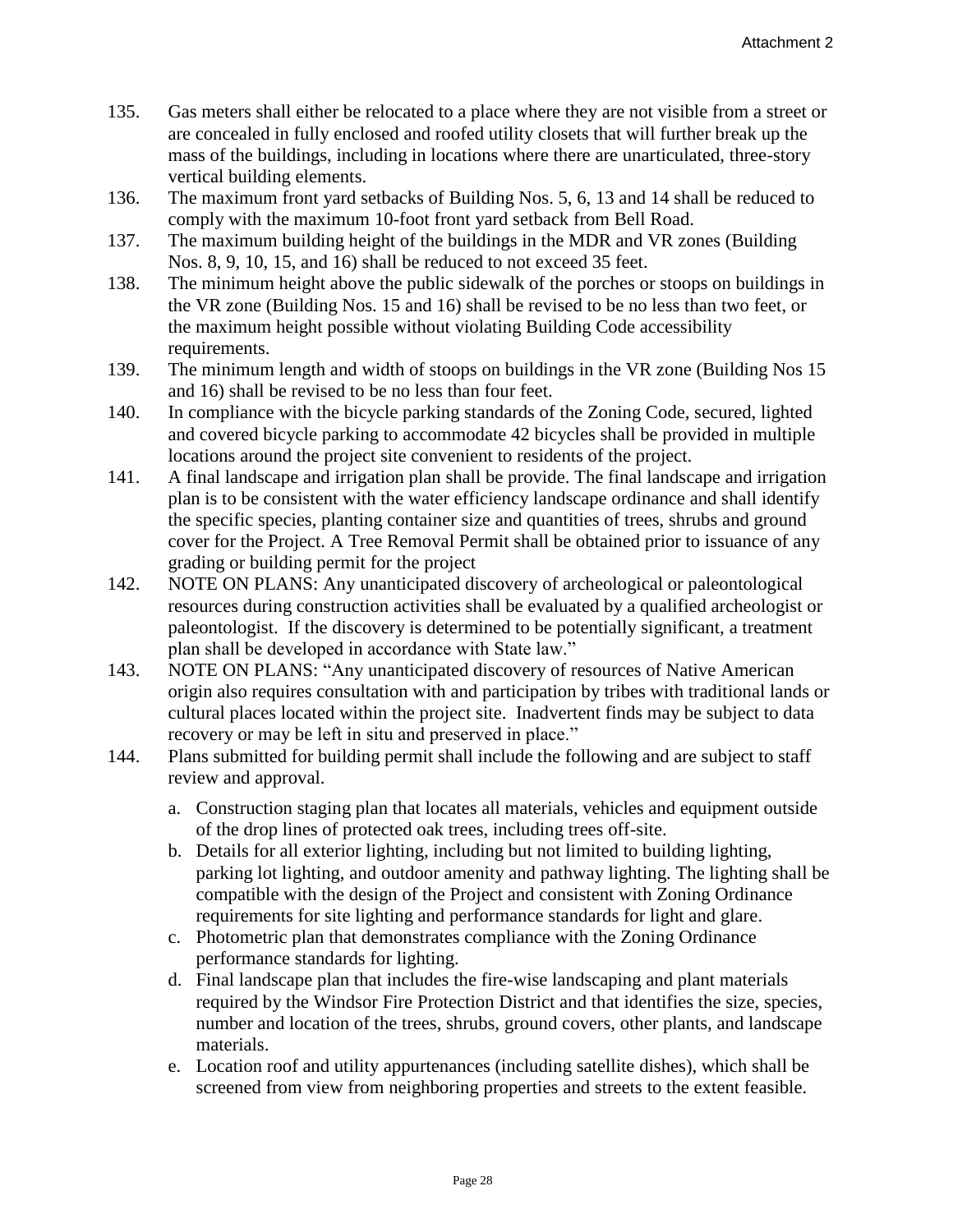135. Gas meters shall either be relocated to a place where they are not visible from a street or are concealed in fully enclosed and roofed utility closets that will further break up the mass of the buildings, including in locations where there are unarticulated, three-story vertical building elements.
136. The maximum front yard setbacks of Building Nos. 5, 6, 13 and 14 shall be reduced to comply with the maximum 10-foot front yard setback from Bell Road.
137. The maximum building height of the buildings in the MDR and VR zones (Building Nos. 8, 9, 10, 15, and 16) shall be reduced to not exceed 35 feet.
138. The minimum height above the public sidewalk of the porches or stoops on buildings in the VR zone (Building Nos. 15 and 16) shall be revised to be no less than two feet, or the maximum height possible without violating Building Code accessibility requirements.
139. The minimum length and width of stoops on buildings in the VR zone (Building Nos 15 and 16) shall be revised to be no less than four feet.
140. In compliance with the bicycle parking standards of the Zoning Code, secured, lighted and covered bicycle parking to accommodate 42 bicycles shall be provided in multiple locations around the project site convenient to residents of the project.
141. A final landscape and irrigation plan shall be provide. The final landscape and irrigation plan is to be consistent with the water efficiency landscape ordinance and shall identify the specific species, planting container size and quantities of trees, shrubs and ground cover for the Project. A Tree Removal Permit shall be obtained prior to issuance of any grading or building permit for the project
142. NOTE ON PLANS: Any unanticipated discovery of archeological or paleontological resources during construction activities shall be evaluated by a qualified archeologist or paleontologist. If the discovery is determined to be potentially significant, a treatment plan shall be developed in accordance with State law."
143. NOTE ON PLANS: "Any unanticipated discovery of resources of Native American origin also requires consultation with and participation by tribes with traditional lands or cultural places located within the project site. Inadvertent finds may be subject to data recovery or may be left in situ and preserved in place."
144. Plans submitted for building permit shall include the following and are subject to staff review and approval.
    a. Construction staging plan that locates all materials, vehicles and equipment outside of the drop lines of protected oak trees, including trees off-site.
    b. Details for all exterior lighting, including but not limited to building lighting, parking lot lighting, and outdoor amenity and pathway lighting. The lighting shall be compatible with the design of the Project and consistent with Zoning Ordinance requirements for site lighting and performance standards for light and glare.
    c. Photometric plan that demonstrates compliance with the Zoning Ordinance performance standards for lighting.
    d. Final landscape plan that includes the fire-wise landscaping and plant materials required by the Windsor Fire Protection District and that identifies the size, species, number and location of the trees, shrubs, ground covers, other plants, and landscape materials.
    e. Location roof and utility appurtenances (including satellite dishes), which shall be screened from view from neighboring properties and streets to the extent feasible.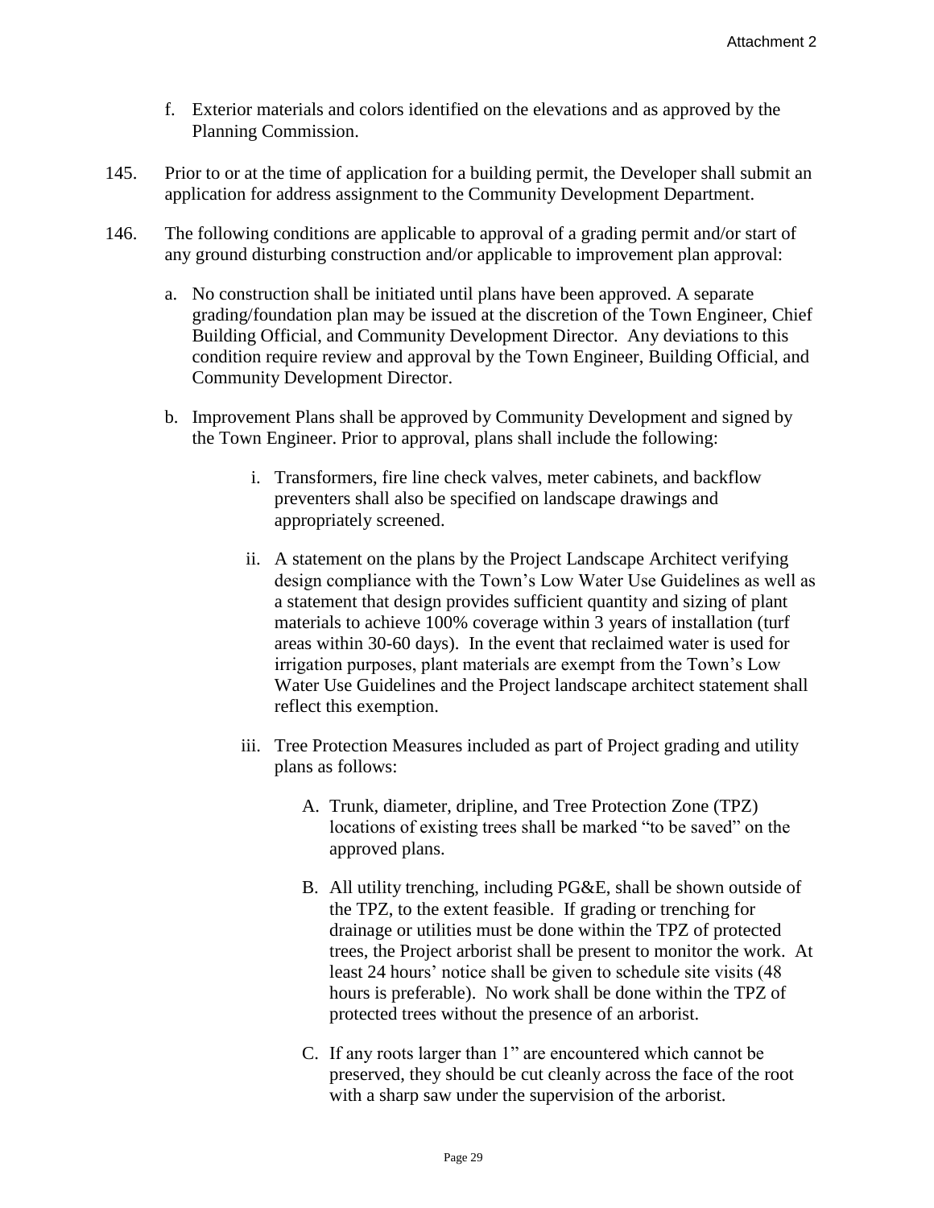f. Exterior materials and colors identified on the elevations and as approved by the Planning Commission.

145. Prior to or at the time of application for a building permit, the Developer shall submit an application for address assignment to the Community Development Department.

146. The following conditions are applicable to approval of a grading permit and/or start of any ground disturbing construction and/or applicable to improvement plan approval:

   a. No construction shall be initiated until plans have been approved. A separate grading/foundation plan may be issued at the discretion of the Town Engineer, Chief Building Official, and Community Development Director. Any deviations to this condition require review and approval by the Town Engineer, Building Official, and Community Development Director.

   b. Improvement Plans shall be approved by Community Development and signed by the Town Engineer. Prior to approval, plans shall include the following:

      i. Transformers, fire line check valves, meter cabinets, and backflow preventers shall also be specified on landscape drawings and appropriately screened.

      ii. A statement on the plans by the Project Landscape Architect verifying design compliance with the Town's Low Water Use Guidelines as well as a statement that design provides sufficient quantity and sizing of plant materials to achieve 100% coverage within 3 years of installation (turf areas within 30-60 days). In the event that reclaimed water is used for irrigation purposes, plant materials are exempt from the Town's Low Water Use Guidelines and the Project landscape architect statement shall reflect this exemption.

      iii. Tree Protection Measures included as part of Project grading and utility plans as follows:

         A. Trunk, diameter, dripline, and Tree Protection Zone (TPZ) locations of existing trees shall be marked "to be saved" on the approved plans.

         B. All utility trenching, including PG&E, shall be shown outside of the TPZ, to the extent feasible. If grading or trenching for drainage or utilities must be done within the TPZ of protected trees, the Project arborist shall be present to monitor the work. At least 24 hours' notice shall be given to schedule site visits (48 hours is preferable). No work shall be done within the TPZ of protected trees without the presence of an arborist.

         C. If any roots larger than 1" are encountered which cannot be preserved, they should be cut cleanly across the face of the root with a sharp saw under the supervision of the arborist.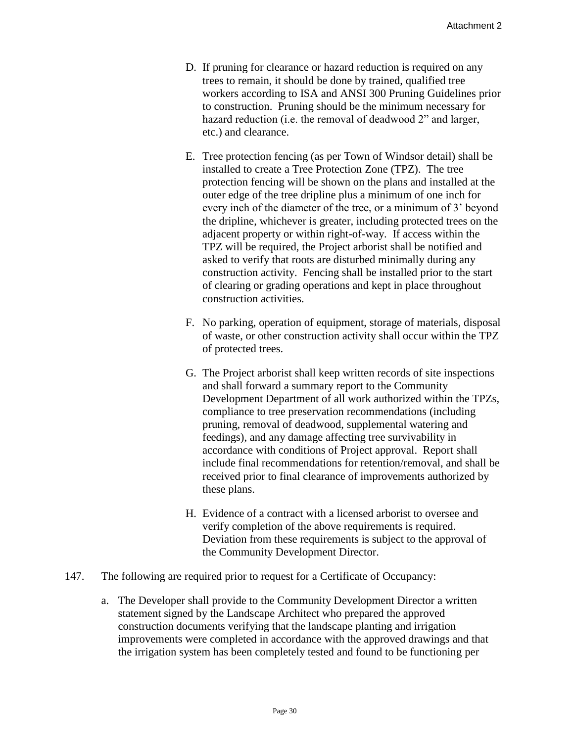D. If pruning for clearance or hazard reduction is required on any trees to remain, it should be done by trained, qualified tree workers according to ISA and ANSI 300 Pruning Guidelines prior to construction. Pruning should be the minimum necessary for hazard reduction (i.e. the removal of deadwood 2" and larger, etc.) and clearance.

E. Tree protection fencing (as per Town of Windsor detail) shall be installed to create a Tree Protection Zone (TPZ). The tree protection fencing will be shown on the plans and installed at the outer edge of the tree dripline plus a minimum of one inch for every inch of the diameter of the tree, or a minimum of 3' beyond the dripline, whichever is greater, including protected trees on the adjacent property or within right-of-way. If access within the TPZ will be required, the Project arborist shall be notified and asked to verify that roots are disturbed minimally during any construction activity. Fencing shall be installed prior to the start of clearing or grading operations and kept in place throughout construction activities.

F. No parking, operation of equipment, storage of materials, disposal of waste, or other construction activity shall occur within the TPZ of protected trees.

G. The Project arborist shall keep written records of site inspections and shall forward a summary report to the Community Development Department of all work authorized within the TPZs, compliance to tree preservation recommendations (including pruning, removal of deadwood, supplemental watering and feedings), and any damage affecting tree survivability in accordance with conditions of Project approval. Report shall include final recommendations for retention/removal, and shall be received prior to final clearance of improvements authorized by these plans.

H. Evidence of a contract with a licensed arborist to oversee and verify completion of the above requirements is required. Deviation from these requirements is subject to the approval of the Community Development Director.

147. The following are required prior to request for a Certificate of Occupancy:

a. The Developer shall provide to the Community Development Director a written statement signed by the Landscape Architect who prepared the approved construction documents verifying that the landscape planting and irrigation improvements were completed in accordance with the approved drawings and that the irrigation system has been completely tested and found to be functioning per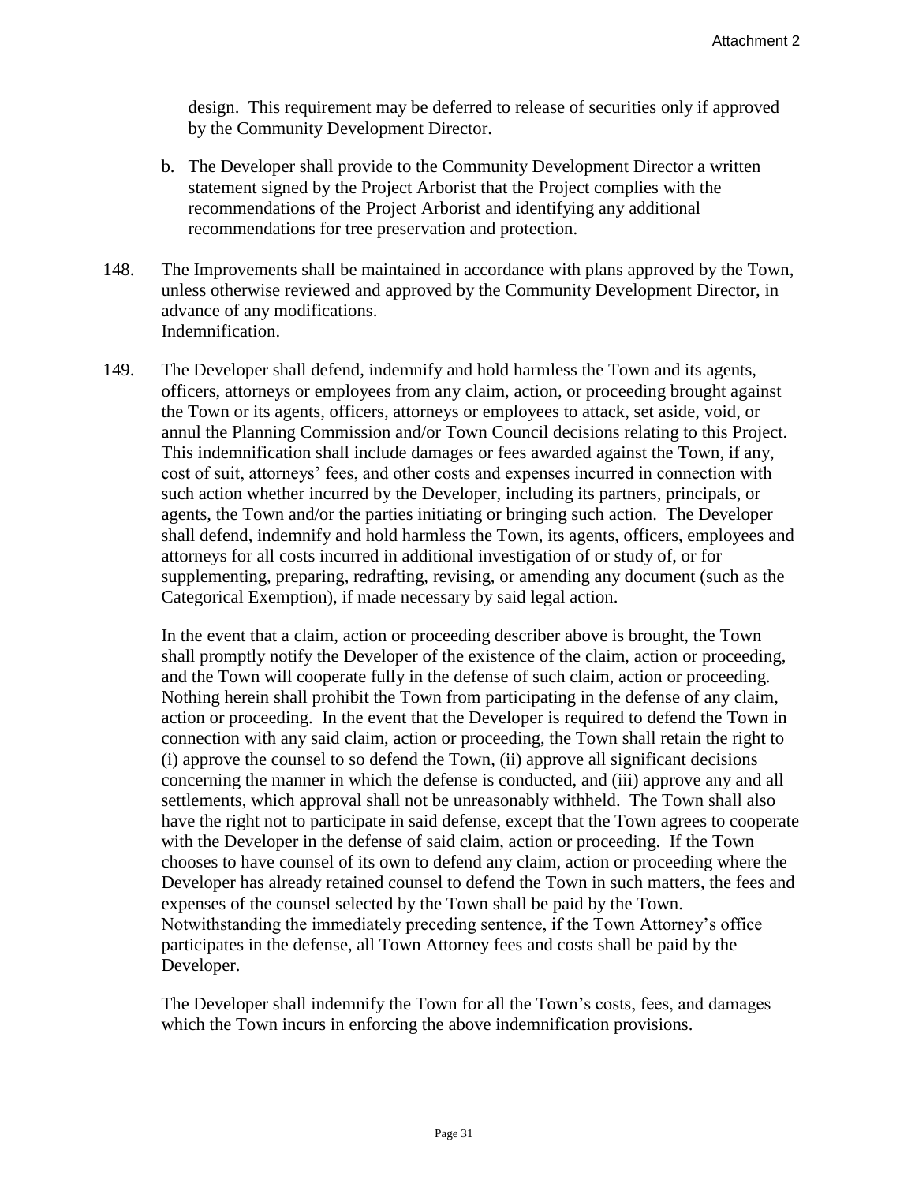design. This requirement may be deferred to release of securities only if approved by the Community Development Director.

b. The Developer shall provide to the Community Development Director a written statement signed by the Project Arborist that the Project complies with the recommendations of the Project Arborist and identifying any additional recommendations for tree preservation and protection.

148. The Improvements shall be maintained in accordance with plans approved by the Town, unless otherwise reviewed and approved by the Community Development Director, in advance of any modifications.
Indemnification.

149. The Developer shall defend, indemnify and hold harmless the Town and its agents, officers, attorneys or employees from any claim, action, or proceeding brought against the Town or its agents, officers, attorneys or employees to attack, set aside, void, or annul the Planning Commission and/or Town Council decisions relating to this Project. This indemnification shall include damages or fees awarded against the Town, if any, cost of suit, attorneys' fees, and other costs and expenses incurred in connection with such action whether incurred by the Developer, including its partners, principals, or agents, the Town and/or the parties initiating or bringing such action. The Developer shall defend, indemnify and hold harmless the Town, its agents, officers, employees and attorneys for all costs incurred in additional investigation of or study of, or for supplementing, preparing, redrafting, revising, or amending any document (such as the Categorical Exemption), if made necessary by said legal action.

In the event that a claim, action or proceeding describer above is brought, the Town shall promptly notify the Developer of the existence of the claim, action or proceeding, and the Town will cooperate fully in the defense of such claim, action or proceeding. Nothing herein shall prohibit the Town from participating in the defense of any claim, action or proceeding. In the event that the Developer is required to defend the Town in connection with any said claim, action or proceeding, the Town shall retain the right to (i) approve the counsel to so defend the Town, (ii) approve all significant decisions concerning the manner in which the defense is conducted, and (iii) approve any and all settlements, which approval shall not be unreasonably withheld. The Town shall also have the right not to participate in said defense, except that the Town agrees to cooperate with the Developer in the defense of said claim, action or proceeding. If the Town chooses to have counsel of its own to defend any claim, action or proceeding where the Developer has already retained counsel to defend the Town in such matters, the fees and expenses of the counsel selected by the Town shall be paid by the Town. Notwithstanding the immediately preceding sentence, if the Town Attorney's office participates in the defense, all Town Attorney fees and costs shall be paid by the Developer.

The Developer shall indemnify the Town for all the Town's costs, fees, and damages which the Town incurs in enforcing the above indemnification provisions.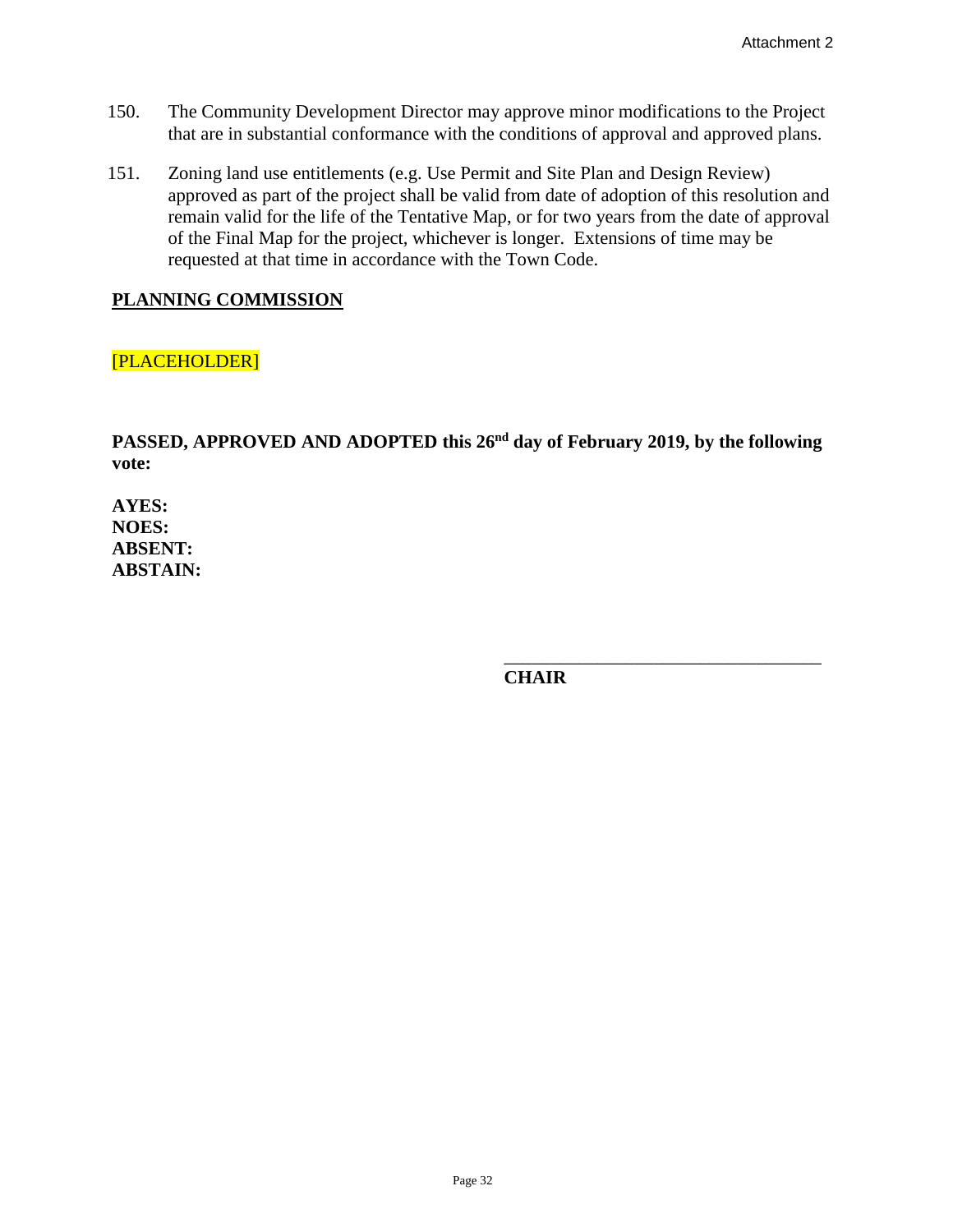150. The Community Development Director may approve minor modifications to the Project that are in substantial conformance with the conditions of approval and approved plans.

151. Zoning land use entitlements (e.g. Use Permit and Site Plan and Design Review) approved as part of the project shall be valid from date of adoption of this resolution and remain valid for the life of the Tentative Map, or for two years from the date of approval of the Final Map for the project, whichever is longer. Extensions of time may be requested at that time in accordance with the Town Code.

**PLANNING COMMISSION**

[PLACEHOLDER]

**PASSED, APPROVED AND ADOPTED this 26th day of February 2019, by the following vote:**

**AYES:**
**NOES:**
**ABSENT:**
**ABSTAIN:**

___________________________________
**CHAIR**